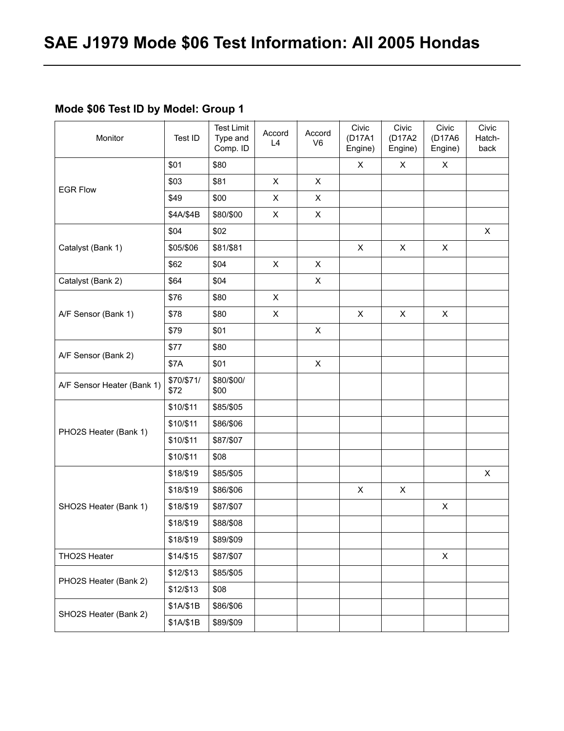# SAE J1979 Mode $06 Test Information: All 2005 Hondas

## Mode $06 Test ID by Model: Group 1

| Monitor | Test ID | Test Limit Type and Comp. ID | Accord L4 | Accord V6 | Civic (D17A1 Engine) | Civic (D17A2 Engine) | Civic (D17A6 Engine) | Civic Hatch-back |
|---|---|---|---|---|---|---|---|---|
| EGR Flow | $01 | $80 | | | X | X | X | |
| | $03 | $81 | X | X | | | | |
| | $49 | $00 | X | X | | | | |
| | $4A/$4B | $80/$00 | X | X | | | | |
| Catalyst (Bank 1) | $04 | $02 | | | | | | X |
| | $05/$06 | $81/$81 | | | X | X | X | |
| | $62 | $04 | X | X | | | | |
| Catalyst (Bank 2) | $64 | $04 | | X | | | | |
| A/F Sensor (Bank 1) | $76 | $80 | X | | | | | |
| | $78 | $80 | X | | X | X | X | |
| | $79 | $01 | | X | | | | |
| A/F Sensor (Bank 2) | $77 | $80 | | | | | | |
| | $7A | $01 | | X | | | | |
| A/F Sensor Heater (Bank 1) | $70/$71/ $72 | $80/$00/ $00 | | | | | | |
| PHO2S Heater (Bank 1) | $10/$11 | $85/$05 | | | | | | |
| | $10/$11 | $86/$06 | | | | | | |
| | $10/$11 | $87/$07 | | | | | | |
| | $10/$11 | $08 | | | | | | |
| SHO2S Heater (Bank 1) | $18/$19 | $85/$05 | | | | | | X |
| | $18/$19 | $86/$06 | | | X | X | | |
| | $18/$19 | $87/$07 | | | | | X | |
| | $18/$19 | $88/$08 | | | | | | |
| | $18/$19 | $89/$09 | | | | | | |
| THO2S Heater | $14/$15 | $87/$07 | | | | | X | |
| PHO2S Heater (Bank 2) | $12/$13 | $85/$05 | | | | | | |
| | $12/$13 | $08 | | | | | | |
| SHO2S Heater (Bank 2) | $1A/$1B | $86/$06 | | | | | | |
| | $1A/$1B | $89/$09 | | | | | | |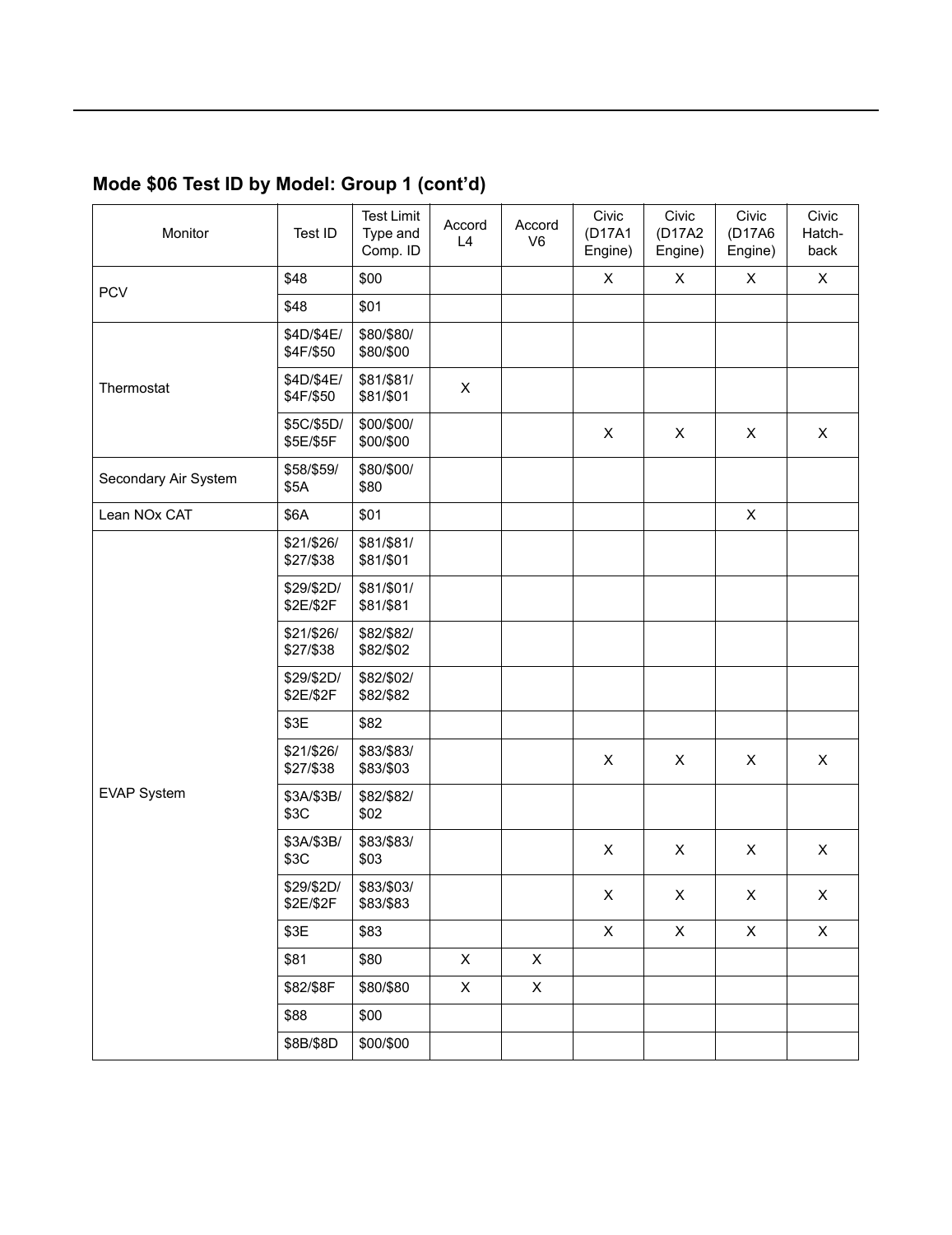## Mode $06 Test ID by Model: Group 1 (cont'd)

| Monitor | Test ID | Test Limit Type and Comp. ID | Accord L4 | Accord V6 | Civic (D17A1 Engine) | Civic (D17A2 Engine) | Civic (D17A6 Engine) | Civic Hatch-back |
|---|---|---|---|---|---|---|---|---|
| PCV | $48 | $00 | | | X | X | X | X |
| | $48 | $01 | | | | | | |
| Thermostat | $4D/$4E/ $4F/$50 | $80/$80/ $80/$00 | | | | | | |
| | $4D/$4E/ $4F/$50 | $81/$81/ $81/$01 | X | | | | | |
| | $5C/$5D/ $5E/$5F | $00/$00/ $00/$00 | | | X | X | X | X |
| Secondary Air System | $58/$59/ $5A | $80/$00/ $80 | | | | | | |
| Lean NOx CAT | $6A | $01 | | | | | X | |
| EVAP System | $21/$26/ $27/$38 | $81/$81/ $81/$01 | | | | | | |
| | $29/$2D/ $2E/$2F | $81/$01/ $81/$81 | | | | | | |
| | $21/$26/ $27/$38 | $82/$82/ $82/$02 | | | | | | |
| | $29/$2D/ $2E/$2F | $82/$02/ $82/$82 | | | | | | |
| | $3E | $82 | | | | | | |
| | $21/$26/ $27/$38 | $83/$83/ $83/$03 | | | X | X | X | X |
| | $3A/$3B/ $3C | $82/$82/ $02 | | | | | | |
| | $3A/$3B/ $3C | $83/$83/ $03 | | | X | X | X | X |
| | $29/$2D/ $2E/$2F | $83/$03/ $83/$83 | | | X | X | X | X |
| | $3E | $83 | | | X | X | X | X |
| | $81 | $80 | X | X | | | | |
| | $82/$8F | $80/$80 | X | X | | | | |
| | $88 | $00 | | | | | | |
| | $8B/$8D | $00/$00 | | | | | | |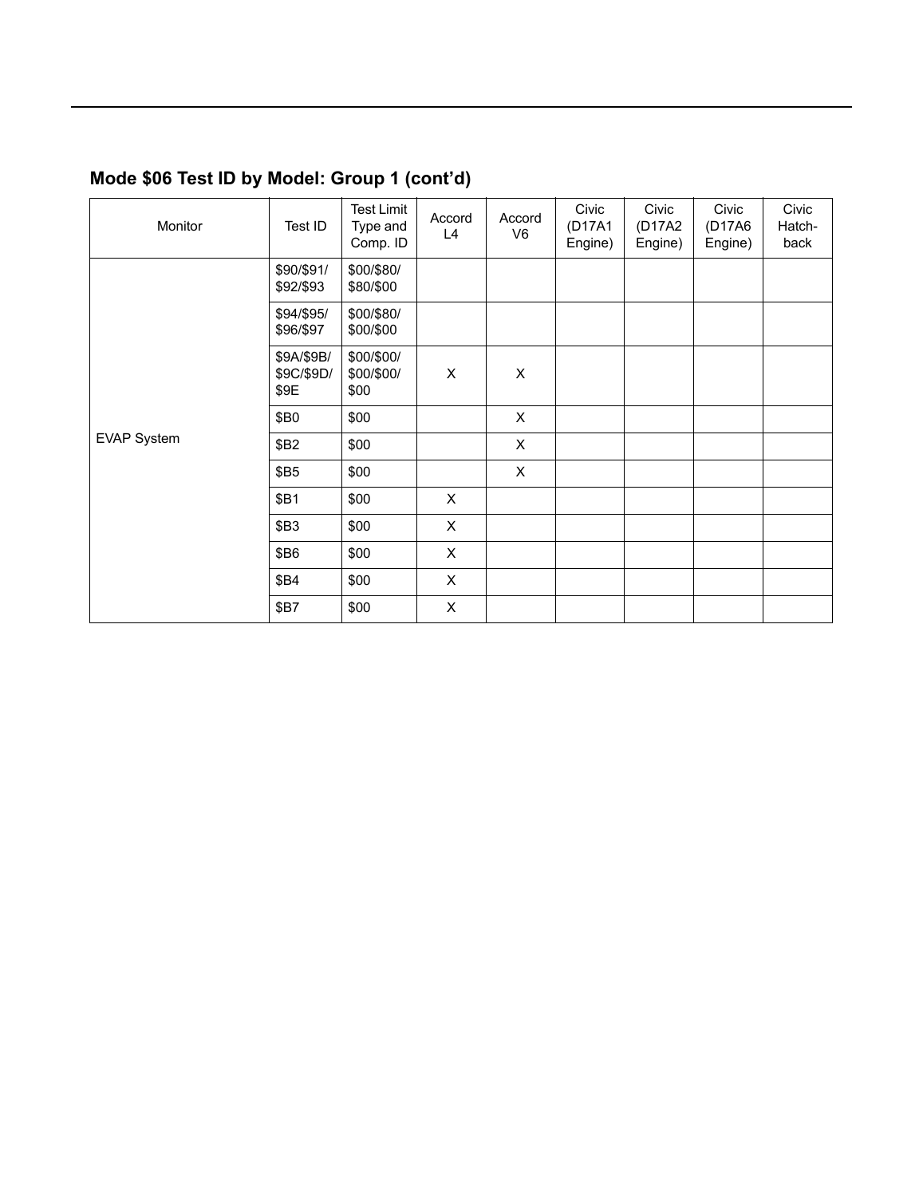## Mode $06 Test ID by Model: Group 1 (cont'd)

| Monitor | Test ID | Test Limit Type and Comp. ID | Accord L4 | Accord V6 | Civic (D17A1 Engine) | Civic (D17A2 Engine) | Civic (D17A6 Engine) | Civic Hatch-back |
|---|---|---|---|---|---|---|---|---|
| EVAP System | $90/$91/ $92/$93 | $00/$80/ $80/$00 | | | | | | |
| | $94/$95/ $96/$97 | $00/$80/ $00/$00 | | | | | | |
| | $9A/$9B/ $9C/$9D/ $9E | $00/$00/ $00/$00/ $00 | X | X | | | | |
| | $B0 | $00 | | X | | | | |
| | $B2 | $00 | | X | | | | |
| | $B5 | $00 | | X | | | | |
| | $B1 | $00 | X | | | | | |
| | $B3 | $00 | X | | | | | |
| | $B6 | $00 | X | | | | | |
| | $B4 | $00 | X | | | | | |
| | $B7 | $00 | X | | | | | |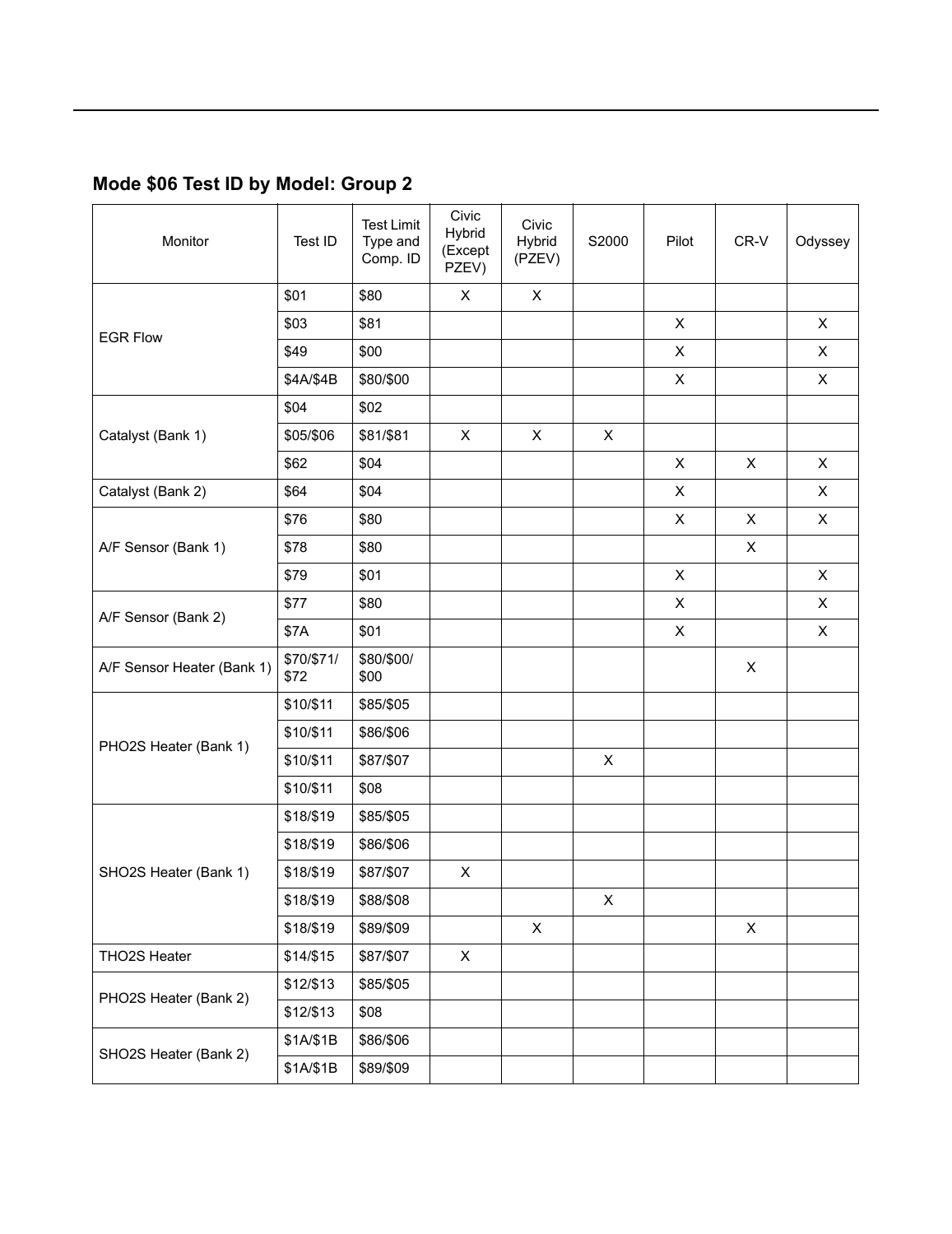## Mode $06 Test ID by Model: Group 2

| Monitor | Test ID | Test Limit Type and Comp. ID | Civic Hybrid (Except PZEV) | Civic Hybrid (PZEV) | S2000 | Pilot | CR-V | Odyssey |
|---|---|---|---|---|---|---|---|---|
| EGR Flow | $01 | $80 | X | X | | | | |
| | $03 | $81 | | | | X | | X |
| | $49 | $00 | | | | X | | X |
| | $4A/$4B | $80/$00 | | | | X | | X |
| Catalyst (Bank 1) | $04 | $02 | | | | | | |
| | $05/$06 | $81/$81 | X | X | X | | | |
| | $62 | $04 | | | | X | X | X |
| Catalyst (Bank 2) | $64 | $04 | | | | X | | X |
| A/F Sensor (Bank 1) | $76 | $80 | | | | X | X | X |
| | $78 | $80 | | | | | X | |
| | $79 | $01 | | | | X | | X |
| A/F Sensor (Bank 2) | $77 | $80 | | | | X | | X |
| | $7A | $01 | | | | X | | X |
| A/F Sensor Heater (Bank 1) | $70/$71/ $72 | $80/$00/ $00 | | | | | X | |
| PHO2S Heater (Bank 1) | $10/$11 | $85/$05 | | | | | | |
| | $10/$11 | $86/$06 | | | | | | |
| | $10/$11 | $87/$07 | | | X | | | |
| | $10/$11 | $08 | | | | | | |
| SHO2S Heater (Bank 1) | $18/$19 | $85/$05 | | | | | | |
| | $18/$19 | $86/$06 | | | | | | |
| | $18/$19 | $87/$07 | X | | | | | |
| | $18/$19 | $88/$08 | | | X | | | |
| | $18/$19 | $89/$09 | | X | | | X | |
| THO2S Heater | $14/$15 | $87/$07 | X | | | | | |
| PHO2S Heater (Bank 2) | $12/$13 | $85/$05 | | | | | | |
| | $12/$13 | $08 | | | | | | |
| SHO2S Heater (Bank 2) | $1A/$1B | $86/$06 | | | | | | |
| | $1A/$1B | $89/$09 | | | | | | |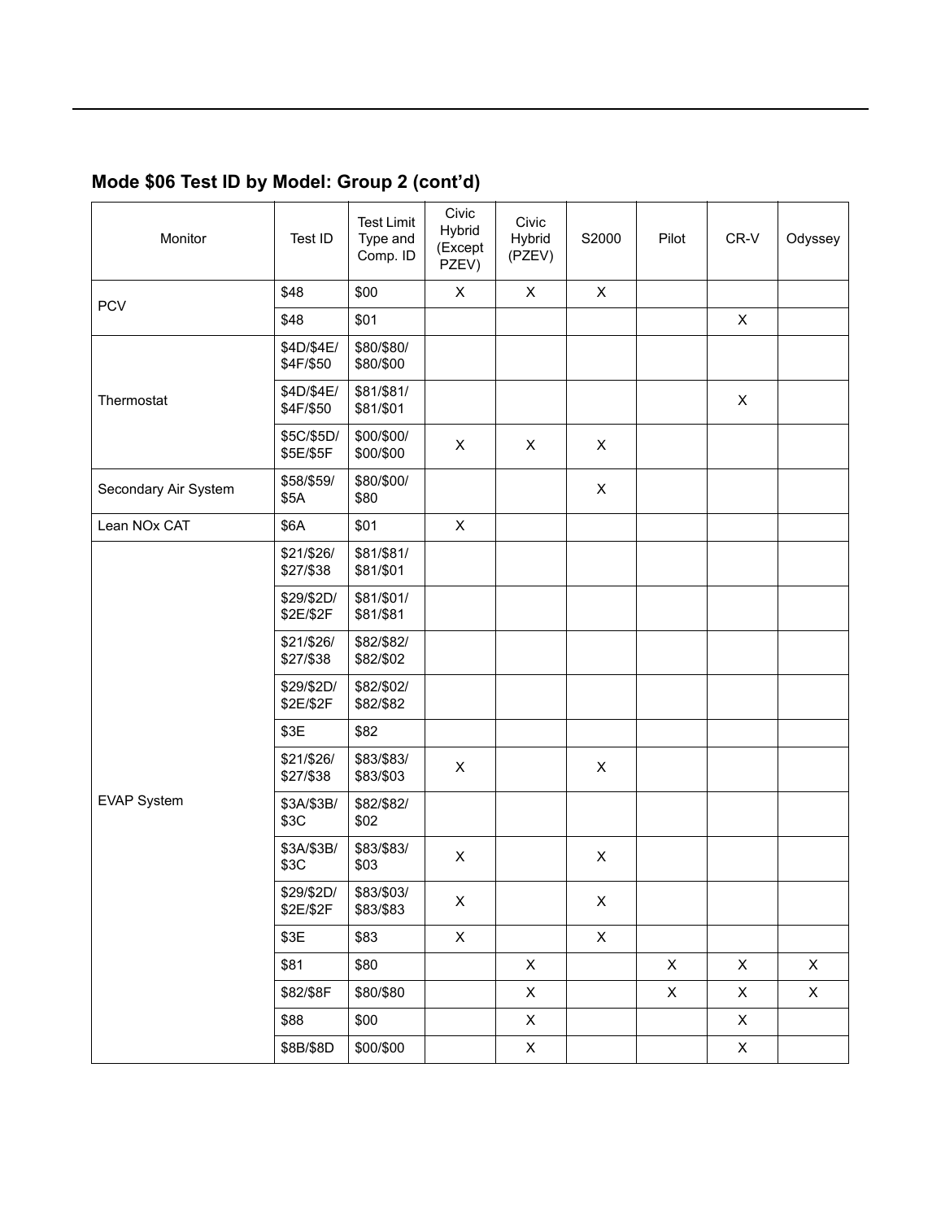## Mode $06 Test ID by Model: Group 2 (cont'd)

| Monitor | Test ID | Test Limit Type and Comp. ID | Civic Hybrid (Except PZEV) | Civic Hybrid (PZEV) | S2000 | Pilot | CR-V | Odyssey |
|---|---|---|---|---|---|---|---|---|
| PCV | $48 | $00 | X | X | X | | | |
| | $48 | $01 | | | | | X | |
| Thermostat | $4D/$4E/ $4F/$50 | $80/$80/ $80/$00 | | | | | | |
| | $4D/$4E/ $4F/$50 | $81/$81/ $81/$01 | | | | | X | |
| | $5C/$5D/ $5E/$5F | $00/$00/ $00/$00 | X | X | X | | | |
| Secondary Air System | $58/$59/ $5A | $80/$00/ $80 | | | X | | | |
| Lean NOx CAT | $6A | $01 | X | | | | | |
| EVAP System | $21/$26/ $27/$38 | $81/$81/ $81/$01 | | | | | | |
| | $29/$2D/ $2E/$2F | $81/$01/ $81/$81 | | | | | | |
| | $21/$26/ $27/$38 | $82/$82/ $82/$02 | | | | | | |
| | $29/$2D/ $2E/$2F | $82/$02/ $82/$82 | | | | | | |
| | $3E | $82 | | | | | | |
| | $21/$26/ $27/$38 | $83/$83/ $83/$03 | X | | X | | | |
| | $3A/$3B/ $3C | $82/$82/ $02 | | | | | | |
| | $3A/$3B/ $3C | $83/$83/ $03 | X | | X | | | |
| | $29/$2D/ $2E/$2F | $83/$03/ $83/$83 | X | | X | | | |
| | $3E | $83 | X | | X | | | |
| | $81 | $80 | | X | | X | X | X |
| | $82/$8F | $80/$80 | | X | | X | X | X |
| | $88 | $00 | | X | | | X | |
| | $8B/$8D | $00/$00 | | X | | | X | |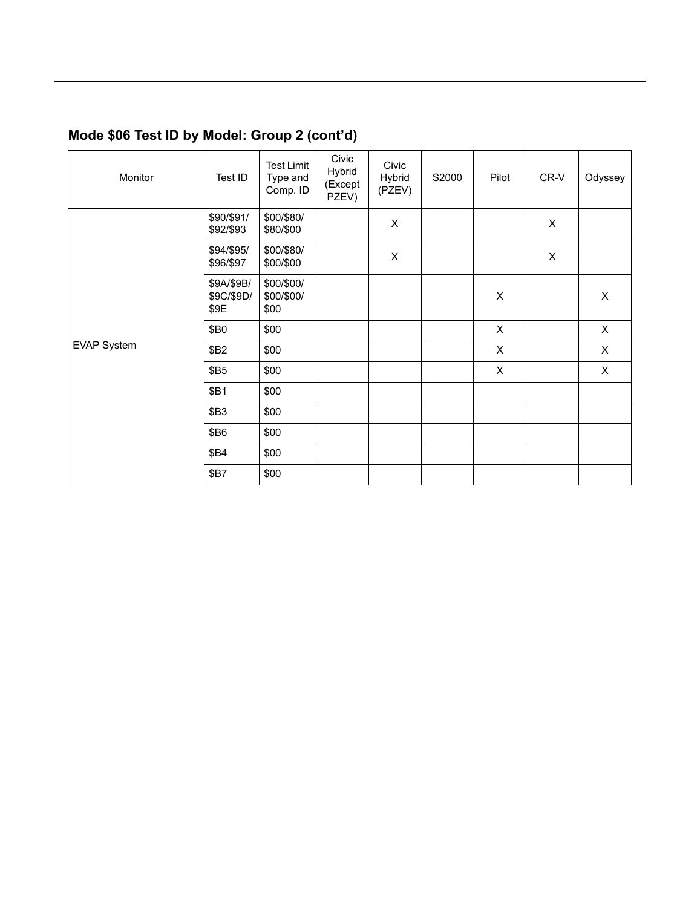## Mode $06 Test ID by Model: Group 2 (cont'd)

| Monitor | Test ID | Test Limit Type and Comp. ID | Civic Hybrid (Except PZEV) | Civic Hybrid (PZEV) | S2000 | Pilot | CR-V | Odyssey |
|---|---|---|---|---|---|---|---|---|
| EVAP System | $90/$91/ $92/$93 | $00/$80/ $80/$00 | | X | | | X | |
| | $94/$95/ $96/$97 | $00/$80/ $00/$00 | | X | | | X | |
| | $9A/$9B/ $9C/$9D/ $9E | $00/$00/ $00/$00/ $00 | | | | X | | X |
| | $B0 | $00 | | | | X | | X |
| | $B2 | $00 | | | | X | | X |
| | $B5 | $00 | | | | X | | X |
| | $B1 | $00 | | | | | | |
| | $B3 | $00 | | | | | | |
| | $B6 | $00 | | | | | | |
| | $B4 | $00 | | | | | | |
| | $B7 | $00 | | | | | | |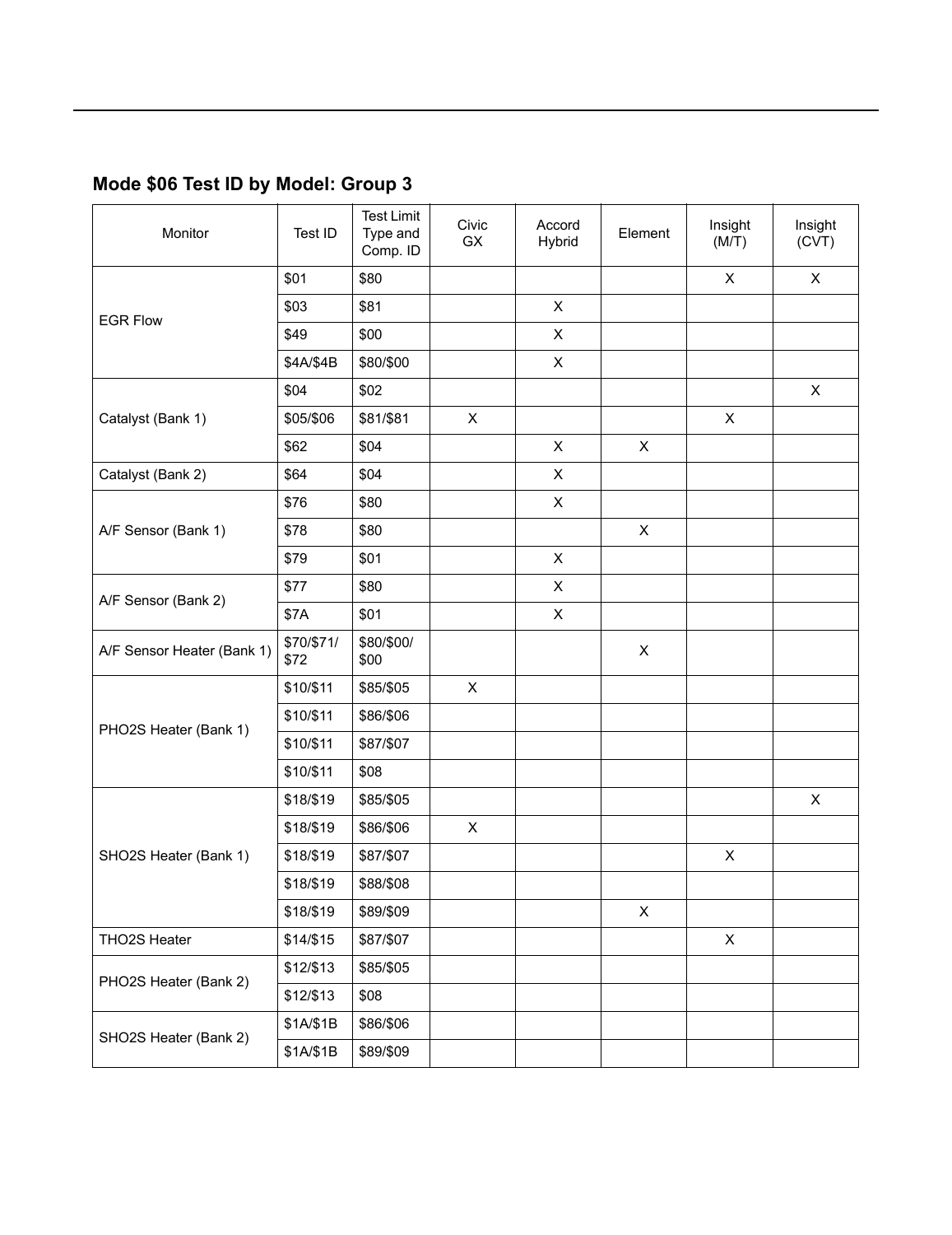## Mode $06 Test ID by Model: Group 3

| Monitor | Test ID | Test Limit Type and Comp. ID | Civic GX | Accord Hybrid | Element | Insight (M/T) | Insight (CVT) |
|---|---|---|---|---|---|---|---|
| EGR Flow | $01 | $80 | | | | X | X |
| | $03 | $81 | | X | | | |
| | $49 | $00 | | X | | | |
| | $4A/$4B | $80/$00 | | X | | | |
| Catalyst (Bank 1) | $04 | $02 | | | | | X |
| | $05/$06 | $81/$81 | X | | | X | |
| | $62 | $04 | | X | X | | |
| Catalyst (Bank 2) | $64 | $04 | | X | | | |
| A/F Sensor (Bank 1) | $76 | $80 | | X | | | |
| | $78 | $80 | | | X | | |
| | $79 | $01 | | X | | | |
| A/F Sensor (Bank 2) | $77 | $80 | | X | | | |
| | $7A | $01 | | X | | | |
| A/F Sensor Heater (Bank 1) | $70/$71/ $72 | $80/$00/ $00 | | | X | | |
| PHO2S Heater (Bank 1) | $10/$11 | $85/$05 | X | | | | |
| | $10/$11 | $86/$06 | | | | | |
| | $10/$11 | $87/$07 | | | | | |
| | $10/$11 | $08 | | | | | |
| SHO2S Heater (Bank 1) | $18/$19 | $85/$05 | | | | | X |
| | $18/$19 | $86/$06 | X | | | | |
| | $18/$19 | $87/$07 | | | | X | |
| | $18/$19 | $88/$08 | | | | | |
| | $18/$19 | $89/$09 | | | X | | |
| THO2S Heater | $14/$15 | $87/$07 | | | | X | |
| PHO2S Heater (Bank 2) | $12/$13 | $85/$05 | | | | | |
| | $12/$13 | $08 | | | | | |
| SHO2S Heater (Bank 2) | $1A/$1B | $86/$06 | | | | | |
| | $1A/$1B | $89/$09 | | | | | |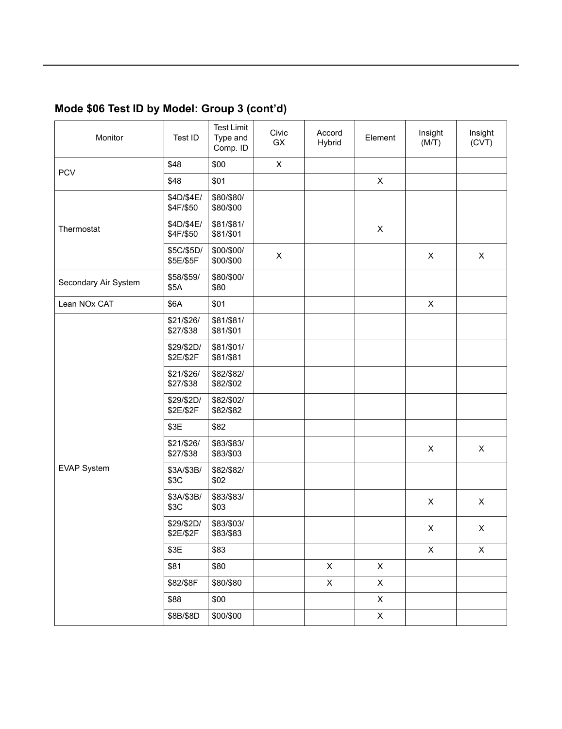## Mode $06 Test ID by Model: Group 3 (cont'd)

| Monitor | Test ID | Test Limit Type and Comp. ID | Civic GX | Accord Hybrid | Element | Insight (M/T) | Insight (CVT) |
|---|---|---|---|---|---|---|---|
| PCV | $48 | $00 | X | | | | |
| | $48 | $01 | | | X | | |
| Thermostat | $4D/$4E/ $4F/$50 | $80/$80/ $80/$00 | | | | | |
| | $4D/$4E/ $4F/$50 | $81/$81/ $81/$01 | | | X | | |
| | $5C/$5D/ $5E/$5F | $00/$00/ $00/$00 | X | | | X | X |
| Secondary Air System | $58/$59/ $5A | $80/$00/ $80 | | | | | |
| Lean NOx CAT | $6A | $01 | | | | X | |
| EVAP System | $21/$26/ $27/$38 | $81/$81/ $81/$01 | | | | | |
| | $29/$2D/ $2E/$2F | $81/$01/ $81/$81 | | | | | |
| | $21/$26/ $27/$38 | $82/$82/ $82/$02 | | | | | |
| | $29/$2D/ $2E/$2F | $82/$02/ $82/$82 | | | | | |
| | $3E | $82 | | | | | |
| | $21/$26/ $27/$38 | $83/$83/ $83/$03 | | | | X | X |
| | $3A/$3B/ $3C | $82/$82/ $02 | | | | | |
| | $3A/$3B/ $3C | $83/$83/ $03 | | | | X | X |
| | $29/$2D/ $2E/$2F | $83/$03/ $83/$83 | | | | X | X |
| | $3E | $83 | | | | X | X |
| | $81 | $80 | | X | X | | |
| | $82/$8F | $80/$80 | | X | X | | |
| | $88 | $00 | | | X | | |
| | $8B/$8D | $00/$00 | | | X | | |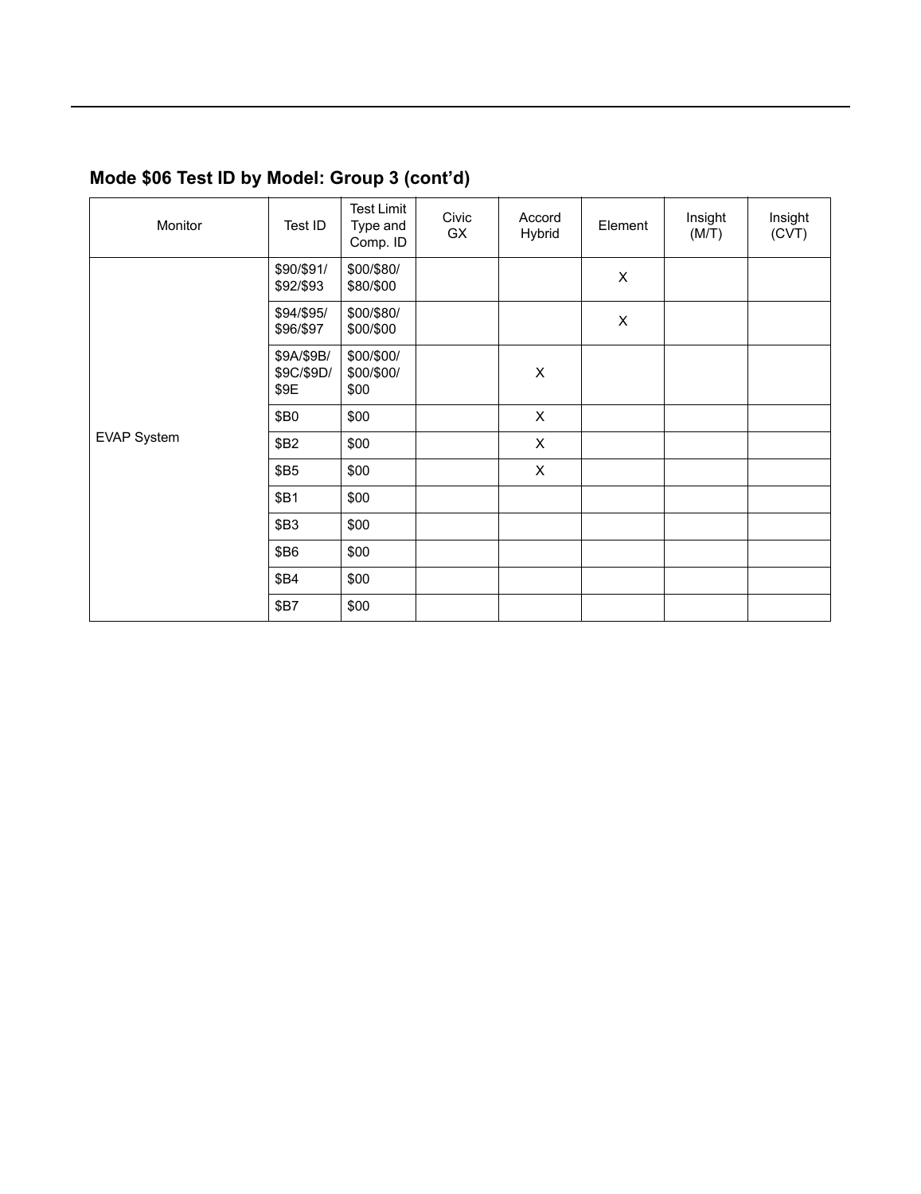## Mode $06 Test ID by Model: Group 3 (cont'd)

| Monitor | Test ID | Test Limit Type and Comp. ID | Civic GX | Accord Hybrid | Element | Insight (M/T) | Insight (CVT) |
|---|---|---|---|---|---|---|---|
| EVAP System | $90/$91/ $92/$93 | $00/$80/ $80/$00 | | | X | | |
| | $94/$95/ $96/$97 | $00/$80/ $00/$00 | | | X | | |
| | $9A/$9B/ $9C/$9D/ $9E | $00/$00/ $00/$00/ $00 | | X | | | |
| | $B0 | $00 | | X | | | |
| | $B2 | $00 | | X | | | |
| | $B5 | $00 | | X | | | |
| | $B1 | $00 | | | | | |
| | $B3 | $00 | | | | | |
| | $B6 | $00 | | | | | |
| | $B4 | $00 | | | | | |
| | $B7 | $00 | | | | | |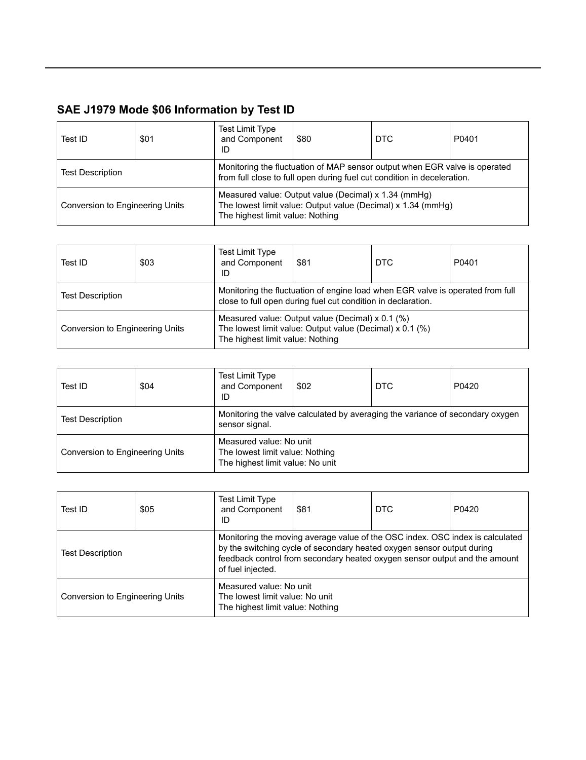## SAE J1979 Mode $06 Information by Test ID

| Test ID | $01 | Test Limit Type and Component ID | $80 | DTC | P0401 |
| --- | --- | --- | --- | --- | --- |
| Test Description | | Monitoring the fluctuation of MAP sensor output when EGR valve is operated from full close to full open during fuel cut condition in deceleration. | | | |
| Conversion to Engineering Units | | Measured value: Output value (Decimal) x 1.34 (mmHg)<br>The lowest limit value: Output value (Decimal) x 1.34 (mmHg)<br>The highest limit value: Nothing | | | |

| Test ID | $03 | Test Limit Type and Component ID | $81 | DTC | P0401 |
| --- | --- | --- | --- | --- | --- |
| Test Description | | Monitoring the fluctuation of engine load when EGR valve is operated from full close to full open during fuel cut condition in declaration. | | | |
| Conversion to Engineering Units | | Measured value: Output value (Decimal) x 0.1 (%)<br>The lowest limit value: Output value (Decimal) x 0.1 (%)<br>The highest limit value: Nothing | | | |

| Test ID | $04 | Test Limit Type and Component ID | $02 | DTC | P0420 |
| --- | --- | --- | --- | --- | --- |
| Test Description | | Monitoring the valve calculated by averaging the variance of secondary oxygen sensor signal. | | | |
| Conversion to Engineering Units | | Measured value: No unit<br>The lowest limit value: Nothing<br>The highest limit value: No unit | | | |

| Test ID | $05 | Test Limit Type and Component ID | $81 | DTC | P0420 |
| --- | --- | --- | --- | --- | --- |
| Test Description | | Monitoring the moving average value of the OSC index. OSC index is calculated by the switching cycle of secondary heated oxygen sensor output during feedback control from secondary heated oxygen sensor output and the amount of fuel injected. | | | |
| Conversion to Engineering Units | | Measured value: No unit<br>The lowest limit value: No unit<br>The highest limit value: Nothing | | | |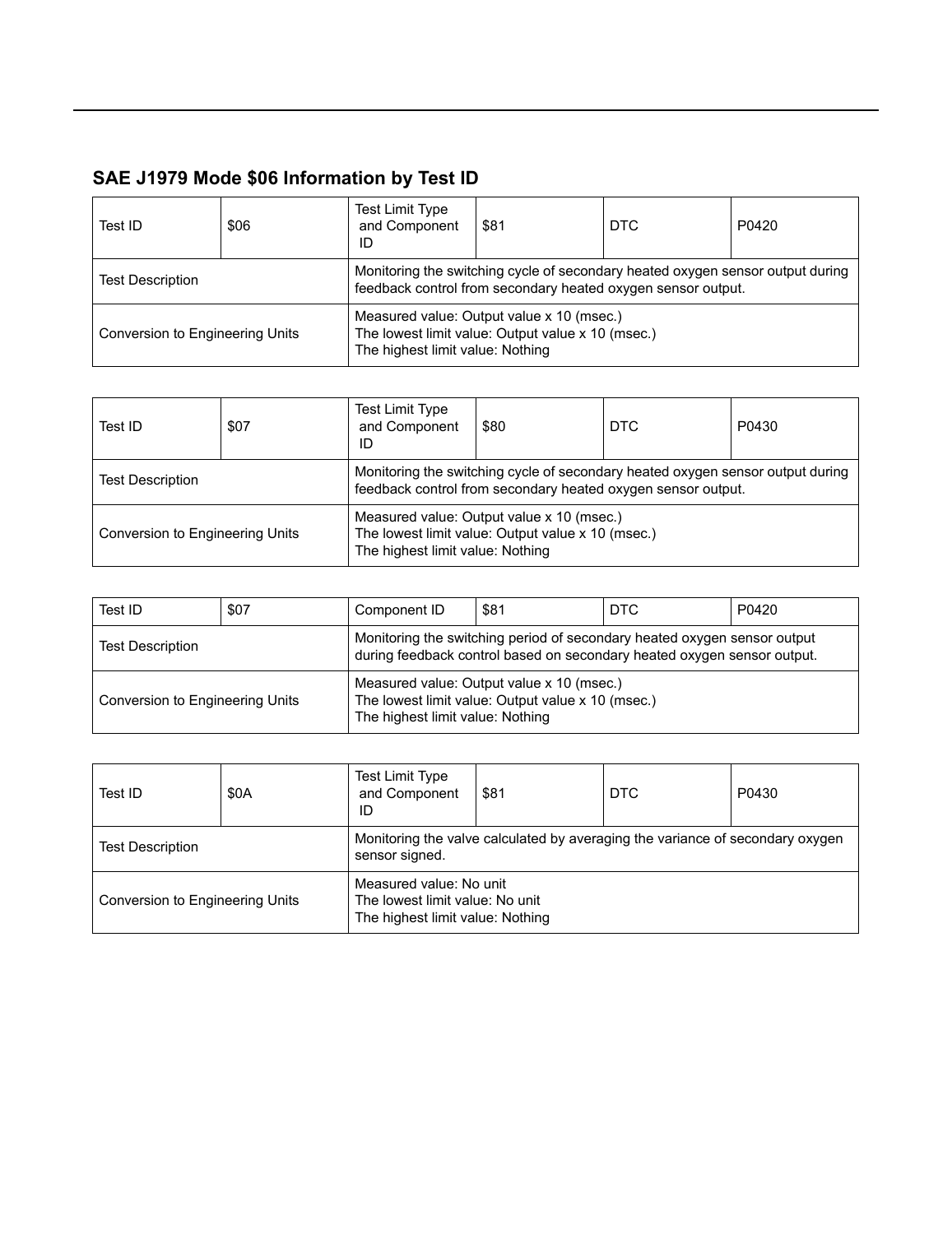## SAE J1979 Mode $06 Information by Test ID

| Test ID | $06 | Test Limit Type and Component ID | $81 | DTC | P0420 |
|---|---|---|---|---|---|
| Test Description | | Monitoring the switching cycle of secondary heated oxygen sensor output during feedback control from secondary heated oxygen sensor output. | | | |
| Conversion to Engineering Units | | Measured value: Output value x 10 (msec.)<br>The lowest limit value: Output value x 10 (msec.)<br>The highest limit value: Nothing | | | |

| Test ID | $07 | Test Limit Type and Component ID | $80 | DTC | P0430 |
|---|---|---|---|---|---|
| Test Description | | Monitoring the switching cycle of secondary heated oxygen sensor output during feedback control from secondary heated oxygen sensor output. | | | |
| Conversion to Engineering Units | | Measured value: Output value x 10 (msec.)<br>The lowest limit value: Output value x 10 (msec.)<br>The highest limit value: Nothing | | | |

| Test ID | $07 | Component ID | $81 | DTC | P0420 |
|---|---|---|---|---|---|
| Test Description | | Monitoring the switching period of secondary heated oxygen sensor output during feedback control based on secondary heated oxygen sensor output. | | | |
| Conversion to Engineering Units | | Measured value: Output value x 10 (msec.)<br>The lowest limit value: Output value x 10 (msec.)<br>The highest limit value: Nothing | | | |

| Test ID | $0A | Test Limit Type and Component ID | $81 | DTC | P0430 |
|---|---|---|---|---|---|
| Test Description | | Monitoring the valve calculated by averaging the variance of secondary oxygen sensor signed. | | | |
| Conversion to Engineering Units | | Measured value: No unit<br>The lowest limit value: No unit<br>The highest limit value: Nothing | | | |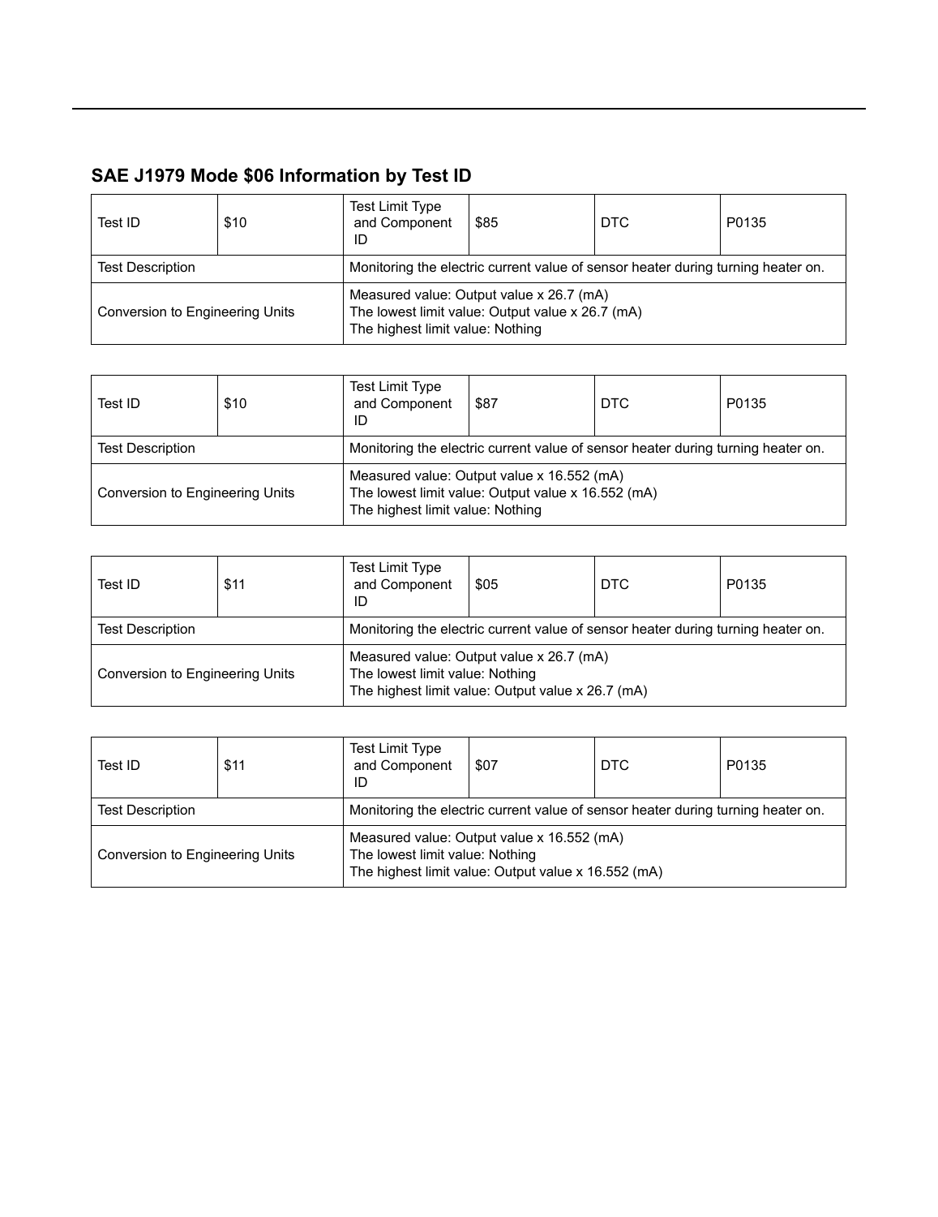## SAE J1979 Mode $06 Information by Test ID

| Test ID | $10 | Test Limit Type and Component ID | $85 | DTC | P0135 |
|---|---|---|---|---|---|
| Test Description | | Monitoring the electric current value of sensor heater during turning heater on. | | | |
| Conversion to Engineering Units | | Measured value: Output value x 26.7 (mA)<br>The lowest limit value: Output value x 26.7 (mA)<br>The highest limit value: Nothing | | | |

| Test ID | $10 | Test Limit Type and Component ID | $87 | DTC | P0135 |
|---|---|---|---|---|---|
| Test Description | | Monitoring the electric current value of sensor heater during turning heater on. | | | |
| Conversion to Engineering Units | | Measured value: Output value x 16.552 (mA)<br>The lowest limit value: Output value x 16.552 (mA)<br>The highest limit value: Nothing | | | |

| Test ID | $11 | Test Limit Type and Component ID | $05 | DTC | P0135 |
|---|---|---|---|---|---|
| Test Description | | Monitoring the electric current value of sensor heater during turning heater on. | | | |
| Conversion to Engineering Units | | Measured value: Output value x 26.7 (mA)<br>The lowest limit value: Nothing<br>The highest limit value: Output value x 26.7 (mA) | | | |

| Test ID | $11 | Test Limit Type and Component ID | $07 | DTC | P0135 |
|---|---|---|---|---|---|
| Test Description | | Monitoring the electric current value of sensor heater during turning heater on. | | | |
| Conversion to Engineering Units | | Measured value: Output value x 16.552 (mA)<br>The lowest limit value: Nothing<br>The highest limit value: Output value x 16.552 (mA) | | | |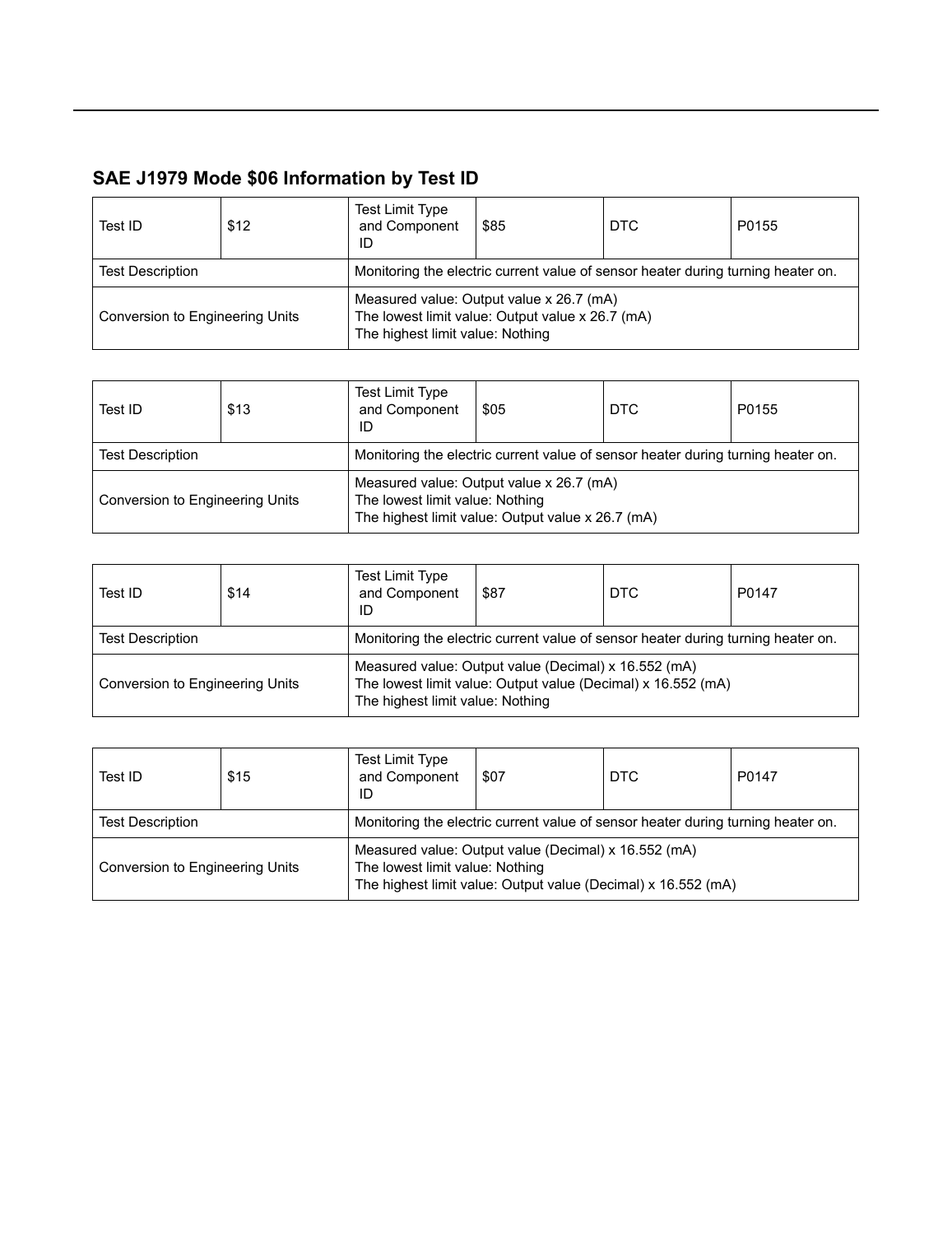## SAE J1979 Mode $06 Information by Test ID

| Test ID | $12 | Test Limit Type and Component ID | $85 | DTC | P0155 |
|---|---|---|---|---|---|
| Test Description | | Monitoring the electric current value of sensor heater during turning heater on. | | | |
| Conversion to Engineering Units | | Measured value: Output value x 26.7 (mA)<br>The lowest limit value: Output value x 26.7 (mA)<br>The highest limit value: Nothing | | | |

| Test ID | $13 | Test Limit Type and Component ID | $05 | DTC | P0155 |
|---|---|---|---|---|---|
| Test Description | | Monitoring the electric current value of sensor heater during turning heater on. | | | |
| Conversion to Engineering Units | | Measured value: Output value x 26.7 (mA)<br>The lowest limit value: Nothing<br>The highest limit value: Output value x 26.7 (mA) | | | |

| Test ID | $14 | Test Limit Type and Component ID | $87 | DTC | P0147 |
|---|---|---|---|---|---|
| Test Description | | Monitoring the electric current value of sensor heater during turning heater on. | | | |
| Conversion to Engineering Units | | Measured value: Output value (Decimal) x 16.552 (mA)<br>The lowest limit value: Output value (Decimal) x 16.552 (mA)<br>The highest limit value: Nothing | | | |

| Test ID | $15 | Test Limit Type and Component ID | $07 | DTC | P0147 |
|---|---|---|---|---|---|
| Test Description | | Monitoring the electric current value of sensor heater during turning heater on. | | | |
| Conversion to Engineering Units | | Measured value: Output value (Decimal) x 16.552 (mA)<br>The lowest limit value: Nothing<br>The highest limit value: Output value (Decimal) x 16.552 (mA) | | | |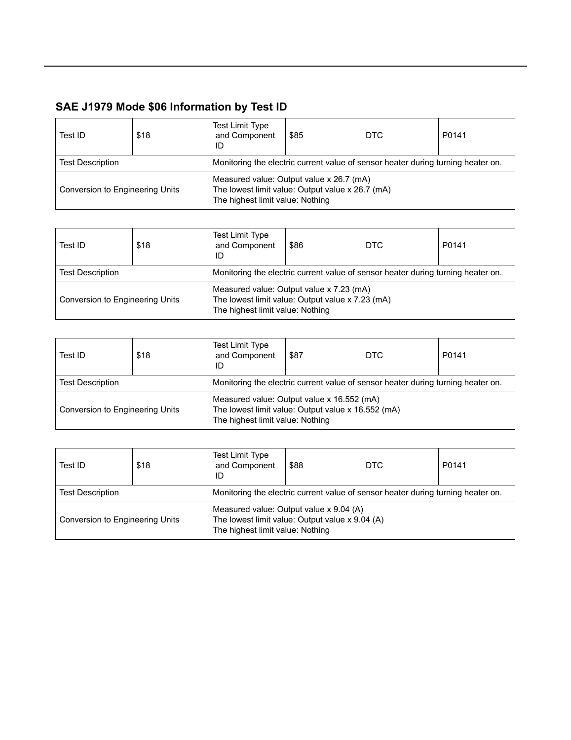## SAE J1979 Mode $06 Information by Test ID

| Test ID | $18 | Test Limit Type and Component ID | $85 | DTC | P0141 |
|---|---|---|---|---|---|
| Test Description | | Monitoring the electric current value of sensor heater during turning heater on. | | | |
| Conversion to Engineering Units | | Measured value: Output value x 26.7 (mA)<br>The lowest limit value: Output value x 26.7 (mA)<br>The highest limit value: Nothing | | | |

| Test ID | $18 | Test Limit Type and Component ID | $86 | DTC | P0141 |
|---|---|---|---|---|---|
| Test Description | | Monitoring the electric current value of sensor heater during turning heater on. | | | |
| Conversion to Engineering Units | | Measured value: Output value x 7.23 (mA)<br>The lowest limit value: Output value x 7.23 (mA)<br>The highest limit value: Nothing | | | |

| Test ID | $18 | Test Limit Type and Component ID | $87 | DTC | P0141 |
|---|---|---|---|---|---|
| Test Description | | Monitoring the electric current value of sensor heater during turning heater on. | | | |
| Conversion to Engineering Units | | Measured value: Output value x 16.552 (mA)<br>The lowest limit value: Output value x 16.552 (mA)<br>The highest limit value: Nothing | | | |

| Test ID | $18 | Test Limit Type and Component ID | $88 | DTC | P0141 |
|---|---|---|---|---|---|
| Test Description | | Monitoring the electric current value of sensor heater during turning heater on. | | | |
| Conversion to Engineering Units | | Measured value: Output value x 9.04 (A)<br>The lowest limit value: Output value x 9.04 (A)<br>The highest limit value: Nothing | | | |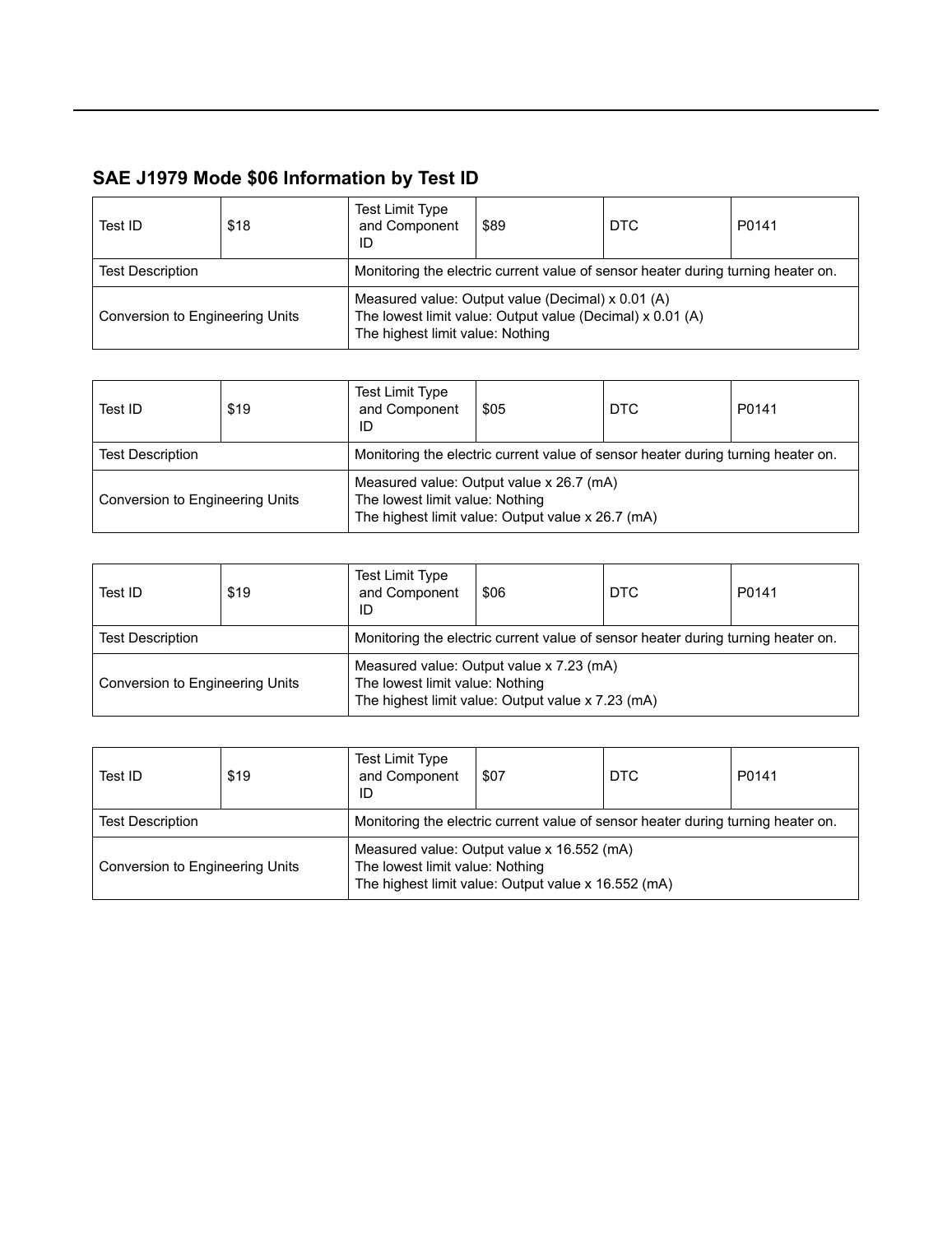## SAE J1979 Mode $06 Information by Test ID

| Test ID | $18 | Test Limit Type and Component ID | $89 | DTC | P0141 |
|---|---|---|---|---|---|
| Test Description | | Monitoring the electric current value of sensor heater during turning heater on. | | | |
| Conversion to Engineering Units | | Measured value: Output value (Decimal) x 0.01 (A)<br>The lowest limit value: Output value (Decimal) x 0.01 (A)<br>The highest limit value: Nothing | | | |

| Test ID | $19 | Test Limit Type and Component ID | $05 | DTC | P0141 |
|---|---|---|---|---|---|
| Test Description | | Monitoring the electric current value of sensor heater during turning heater on. | | | |
| Conversion to Engineering Units | | Measured value: Output value x 26.7 (mA)<br>The lowest limit value: Nothing<br>The highest limit value: Output value x 26.7 (mA) | | | |

| Test ID | $19 | Test Limit Type and Component ID | $06 | DTC | P0141 |
|---|---|---|---|---|---|
| Test Description | | Monitoring the electric current value of sensor heater during turning heater on. | | | |
| Conversion to Engineering Units | | Measured value: Output value x 7.23 (mA)<br>The lowest limit value: Nothing<br>The highest limit value: Output value x 7.23 (mA) | | | |

| Test ID | $19 | Test Limit Type and Component ID | $07 | DTC | P0141 |
|---|---|---|---|---|---|
| Test Description | | Monitoring the electric current value of sensor heater during turning heater on. | | | |
| Conversion to Engineering Units | | Measured value: Output value x 16.552 (mA)<br>The lowest limit value: Nothing<br>The highest limit value: Output value x 16.552 (mA) | | | |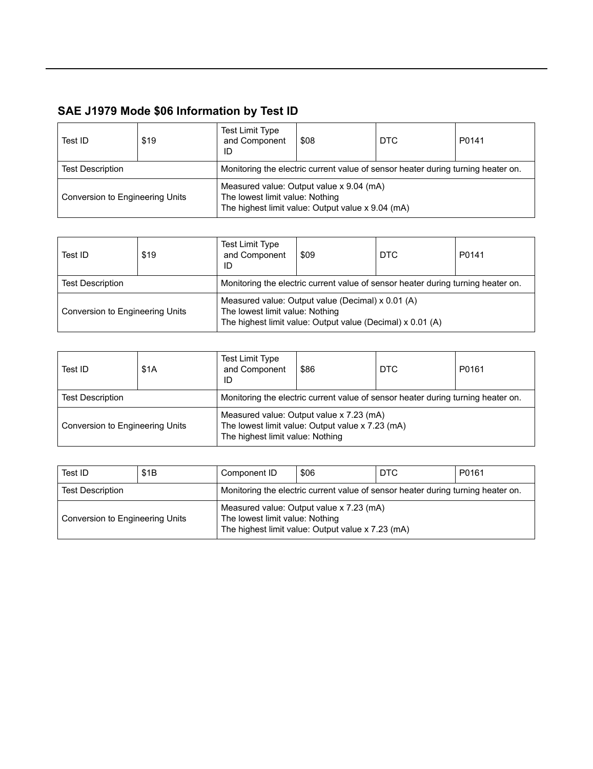## SAE J1979 Mode $06 Information by Test ID

| Test ID | $19 | Test Limit Type and Component ID | $08 | DTC | P0141 |
|---|---|---|---|---|---|
| Test Description | | Monitoring the electric current value of sensor heater during turning heater on. | | | |
| Conversion to Engineering Units | | Measured value: Output value x 9.04 (mA)<br>The lowest limit value: Nothing<br>The highest limit value: Output value x 9.04 (mA) | | | |

| Test ID | $19 | Test Limit Type and Component ID | $09 | DTC | P0141 |
|---|---|---|---|---|---|
| Test Description | | Monitoring the electric current value of sensor heater during turning heater on. | | | |
| Conversion to Engineering Units | | Measured value: Output value (Decimal) x 0.01 (A)<br>The lowest limit value: Nothing<br>The highest limit value: Output value (Decimal) x 0.01 (A) | | | |

| Test ID | $1A | Test Limit Type and Component ID | $86 | DTC | P0161 |
|---|---|---|---|---|---|
| Test Description | | Monitoring the electric current value of sensor heater during turning heater on. | | | |
| Conversion to Engineering Units | | Measured value: Output value x 7.23 (mA)<br>The lowest limit value: Output value x 7.23 (mA)<br>The highest limit value: Nothing | | | |

| Test ID | $1B | Component ID | $06 | DTC | P0161 |
|---|---|---|---|---|---|
| Test Description | | Monitoring the electric current value of sensor heater during turning heater on. | | | |
| Conversion to Engineering Units | | Measured value: Output value x 7.23 (mA)<br>The lowest limit value: Nothing<br>The highest limit value: Output value x 7.23 (mA) | | | |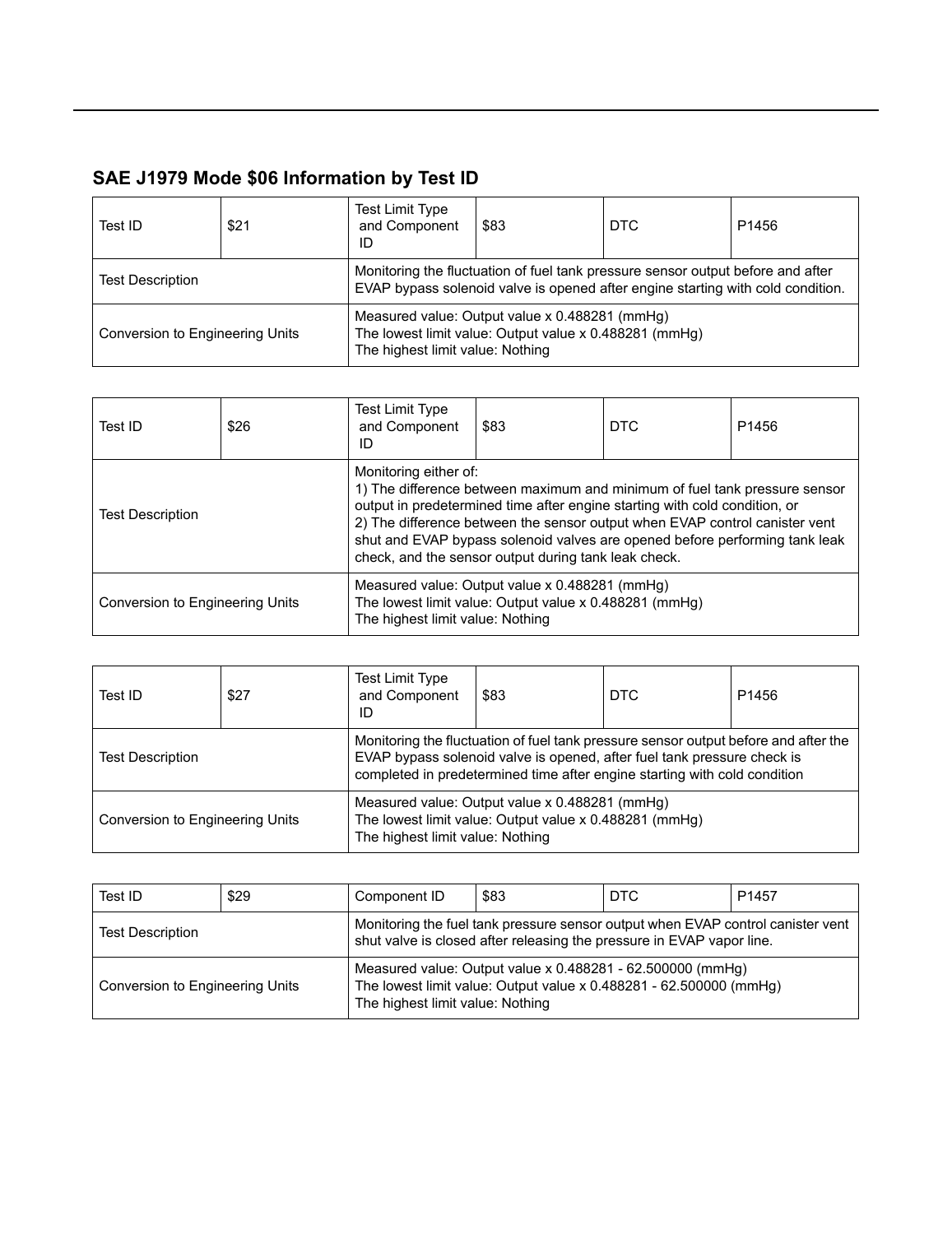## SAE J1979 Mode $06 Information by Test ID

| Test ID | $21 | Test Limit Type and Component ID | $83 | DTC | P1456 |
|---|---|---|---|---|---|
| Test Description | | Monitoring the fluctuation of fuel tank pressure sensor output before and after EVAP bypass solenoid valve is opened after engine starting with cold condition. | | | |
| Conversion to Engineering Units | | Measured value: Output value x 0.488281 (mmHg)<br>The lowest limit value: Output value x 0.488281 (mmHg)<br>The highest limit value: Nothing | | | |

| Test ID | $26 | Test Limit Type and Component ID | $83 | DTC | P1456 |
|---|---|---|---|---|---|
| Test Description | | Monitoring either of:<br>1) The difference between maximum and minimum of fuel tank pressure sensor output in predetermined time after engine starting with cold condition, or<br>2) The difference between the sensor output when EVAP control canister vent shut and EVAP bypass solenoid valves are opened before performing tank leak check, and the sensor output during tank leak check. | | | |
| Conversion to Engineering Units | | Measured value: Output value x 0.488281 (mmHg)<br>The lowest limit value: Output value x 0.488281 (mmHg)<br>The highest limit value: Nothing | | | |

| Test ID | $27 | Test Limit Type and Component ID | $83 | DTC | P1456 |
|---|---|---|---|---|---|
| Test Description | | Monitoring the fluctuation of fuel tank pressure sensor output before and after the EVAP bypass solenoid valve is opened, after fuel tank pressure check is completed in predetermined time after engine starting with cold condition | | | |
| Conversion to Engineering Units | | Measured value: Output value x 0.488281 (mmHg)<br>The lowest limit value: Output value x 0.488281 (mmHg)<br>The highest limit value: Nothing | | | |

| Test ID | $29 | Component ID | $83 | DTC | P1457 |
|---|---|---|---|---|---|
| Test Description | | Monitoring the fuel tank pressure sensor output when EVAP control canister vent shut valve is closed after releasing the pressure in EVAP vapor line. | | | |
| Conversion to Engineering Units | | Measured value: Output value x 0.488281 - 62.500000 (mmHg)<br>The lowest limit value: Output value x 0.488281 - 62.500000 (mmHg)<br>The highest limit value: Nothing | | | |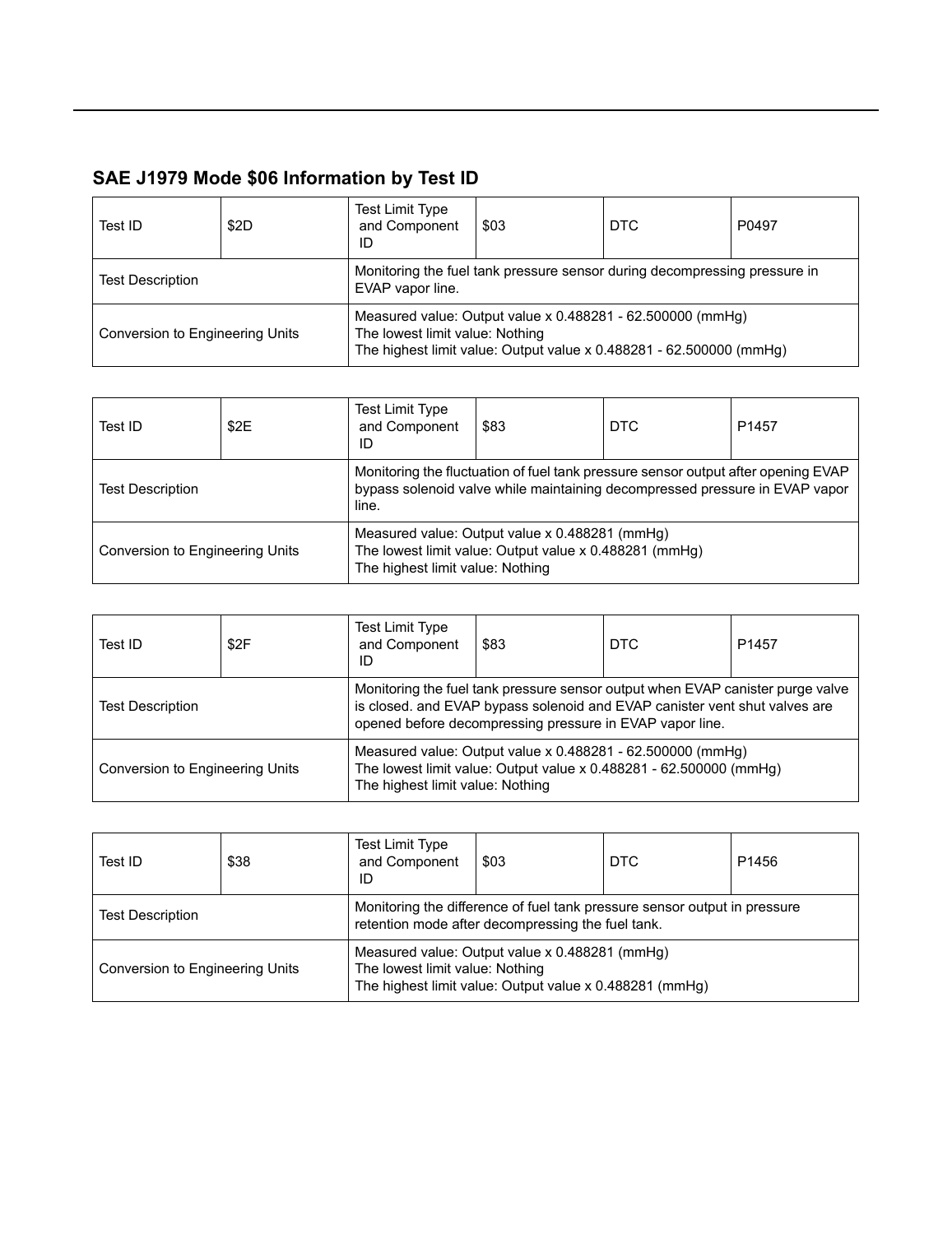## SAE J1979 Mode $06 Information by Test ID

| Test ID | $2D | Test Limit Type and Component ID | $03 | DTC | P0497 |
|---|---|---|---|---|---|
| Test Description | | Monitoring the fuel tank pressure sensor during decompressing pressure in EVAP vapor line. | | | |
| Conversion to Engineering Units | | Measured value: Output value x 0.488281 - 62.500000 (mmHg)<br>The lowest limit value: Nothing<br>The highest limit value: Output value x 0.488281 - 62.500000 (mmHg) | | | |

| Test ID | $2E | Test Limit Type and Component ID | $83 | DTC | P1457 |
|---|---|---|---|---|---|
| Test Description | | Monitoring the fluctuation of fuel tank pressure sensor output after opening EVAP bypass solenoid valve while maintaining decompressed pressure in EVAP vapor line. | | | |
| Conversion to Engineering Units | | Measured value: Output value x 0.488281 (mmHg)<br>The lowest limit value: Output value x 0.488281 (mmHg)<br>The highest limit value: Nothing | | | |

| Test ID | $2F | Test Limit Type and Component ID | $83 | DTC | P1457 |
|---|---|---|---|---|---|
| Test Description | | Monitoring the fuel tank pressure sensor output when EVAP canister purge valve is closed. and EVAP bypass solenoid and EVAP canister vent shut valves are opened before decompressing pressure in EVAP vapor line. | | | |
| Conversion to Engineering Units | | Measured value: Output value x 0.488281 - 62.500000 (mmHg)<br>The lowest limit value: Output value x 0.488281 - 62.500000 (mmHg)<br>The highest limit value: Nothing | | | |

| Test ID | $38 | Test Limit Type and Component ID | $03 | DTC | P1456 |
|---|---|---|---|---|---|
| Test Description | | Monitoring the difference of fuel tank pressure sensor output in pressure retention mode after decompressing the fuel tank. | | | |
| Conversion to Engineering Units | | Measured value: Output value x 0.488281 (mmHg)<br>The lowest limit value: Nothing<br>The highest limit value: Output value x 0.488281 (mmHg) | | | |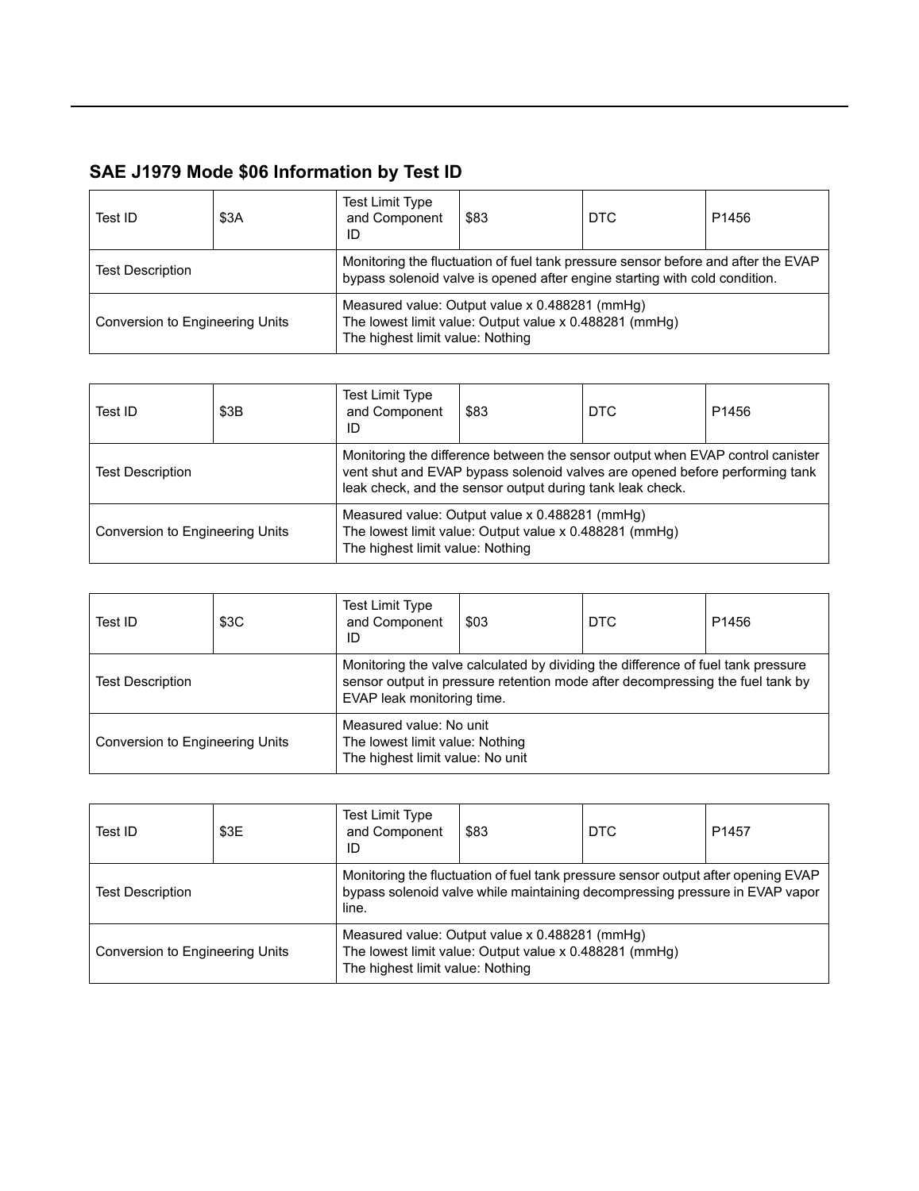## SAE J1979 Mode $06 Information by Test ID

| Test ID | $3A | Test Limit Type and Component ID | $83 | DTC | P1456 |
|---|---|---|---|---|---|
| Test Description | | Monitoring the fluctuation of fuel tank pressure sensor before and after the EVAP bypass solenoid valve is opened after engine starting with cold condition. | | | |
| Conversion to Engineering Units | | Measured value: Output value x 0.488281 (mmHg)<br>The lowest limit value: Output value x 0.488281 (mmHg)<br>The highest limit value: Nothing | | | |

| Test ID | $3B | Test Limit Type and Component ID | $83 | DTC | P1456 |
|---|---|---|---|---|---|
| Test Description | | Monitoring the difference between the sensor output when EVAP control canister vent shut and EVAP bypass solenoid valves are opened before performing tank leak check, and the sensor output during tank leak check. | | | |
| Conversion to Engineering Units | | Measured value: Output value x 0.488281 (mmHg)<br>The lowest limit value: Output value x 0.488281 (mmHg)<br>The highest limit value: Nothing | | | |

| Test ID | $3C | Test Limit Type and Component ID | $03 | DTC | P1456 |
|---|---|---|---|---|---|
| Test Description | | Monitoring the valve calculated by dividing the difference of fuel tank pressure sensor output in pressure retention mode after decompressing the fuel tank by EVAP leak monitoring time. | | | |
| Conversion to Engineering Units | | Measured value: No unit<br>The lowest limit value: Nothing<br>The highest limit value: No unit | | | |

| Test ID | $3E | Test Limit Type and Component ID | $83 | DTC | P1457 |
|---|---|---|---|---|---|
| Test Description | | Monitoring the fluctuation of fuel tank pressure sensor output after opening EVAP bypass solenoid valve while maintaining decompressing pressure in EVAP vapor line. | | | |
| Conversion to Engineering Units | | Measured value: Output value x 0.488281 (mmHg)<br>The lowest limit value: Output value x 0.488281 (mmHg)<br>The highest limit value: Nothing | | | |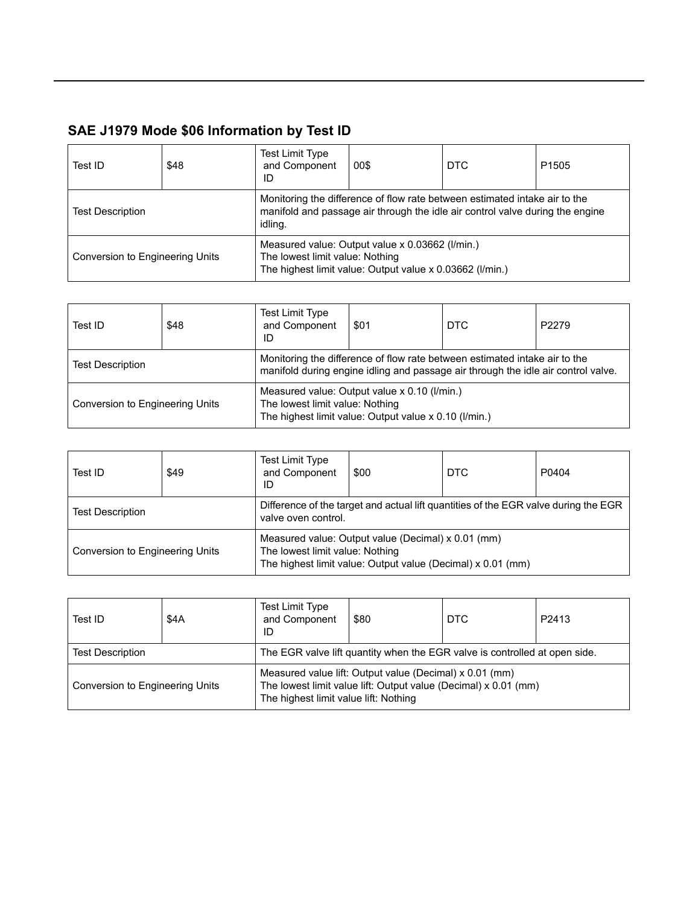## SAE J1979 Mode $06 Information by Test ID

| Test ID | $48 | Test Limit Type and Component ID | 00$ | DTC | P1505 |
|---|---|---|---|---|---|
| Test Description | | Monitoring the difference of flow rate between estimated intake air to the manifold and passage air through the idle air control valve during the engine idling. | | | |
| Conversion to Engineering Units | | Measured value: Output value x 0.03662 (l/min.)<br>The lowest limit value: Nothing<br>The highest limit value: Output value x 0.03662 (l/min.) | | | |

| Test ID | $48 | Test Limit Type and Component ID | $01 | DTC | P2279 |
|---|---|---|---|---|---|
| Test Description | | Monitoring the difference of flow rate between estimated intake air to the manifold during engine idling and passage air through the idle air control valve. | | | |
| Conversion to Engineering Units | | Measured value: Output value x 0.10 (l/min.)<br>The lowest limit value: Nothing<br>The highest limit value: Output value x 0.10 (l/min.) | | | |

| Test ID | $49 | Test Limit Type and Component ID | $00 | DTC | P0404 |
|---|---|---|---|---|---|
| Test Description | | Difference of the target and actual lift quantities of the EGR valve during the EGR valve oven control. | | | |
| Conversion to Engineering Units | | Measured value: Output value (Decimal) x 0.01 (mm)<br>The lowest limit value: Nothing<br>The highest limit value: Output value (Decimal) x 0.01 (mm) | | | |

| Test ID | $4A | Test Limit Type and Component ID | $80 | DTC | P2413 |
|---|---|---|---|---|---|
| Test Description | | The EGR valve lift quantity when the EGR valve is controlled at open side. | | | |
| Conversion to Engineering Units | | Measured value lift: Output value (Decimal) x 0.01 (mm)<br>The lowest limit value lift: Output value (Decimal) x 0.01 (mm)<br>The highest limit value lift: Nothing | | | |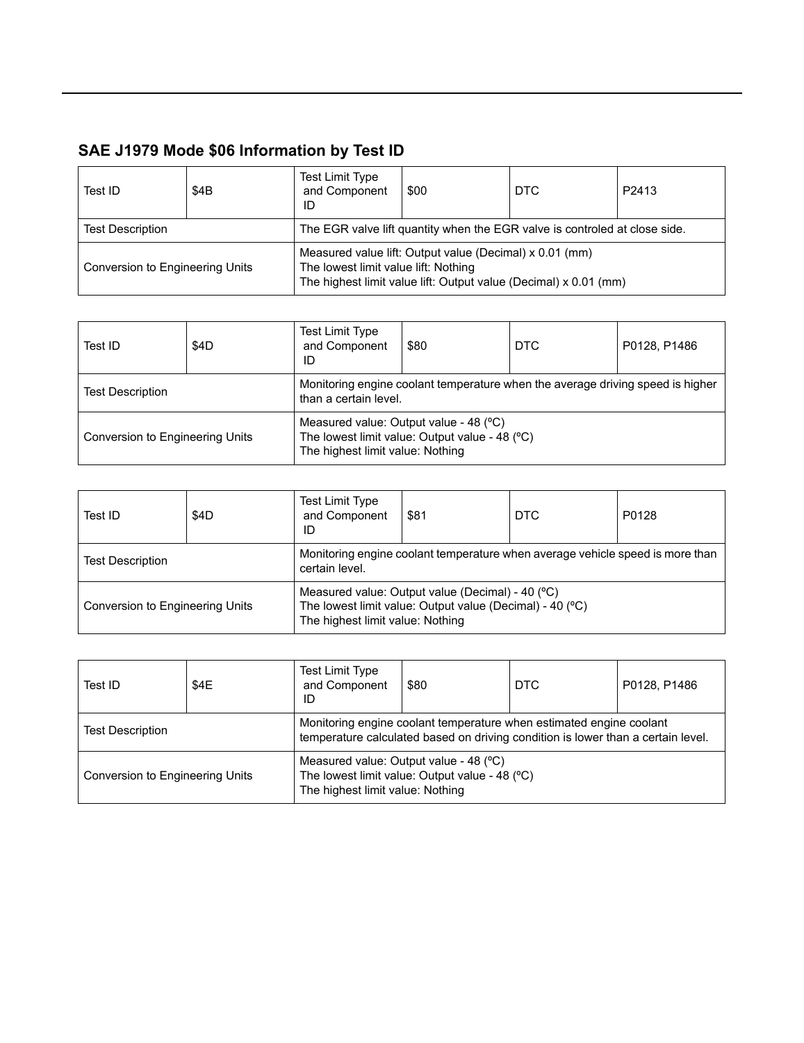## SAE J1979 Mode $06 Information by Test ID

| Test ID | $4B | Test Limit Type and Component ID | $00 | DTC | P2413 |
|---|---|---|---|---|---|
| Test Description | | The EGR valve lift quantity when the EGR valve is controled at close side. | | | |
| Conversion to Engineering Units | | Measured value lift: Output value (Decimal) x 0.01 (mm)<br>The lowest limit value lift: Nothing<br>The highest limit value lift: Output value (Decimal) x 0.01 (mm) | | | |

| Test ID | $4D | Test Limit Type and Component ID | $80 | DTC | P0128, P1486 |
|---|---|---|---|---|---|
| Test Description | | Monitoring engine coolant temperature when the average driving speed is higher than a certain level. | | | |
| Conversion to Engineering Units | | Measured value: Output value - 48 (ºC)<br>The lowest limit value: Output value - 48 (ºC)<br>The highest limit value: Nothing | | | |

| Test ID | $4D | Test Limit Type and Component ID | $81 | DTC | P0128 |
|---|---|---|---|---|---|
| Test Description | | Monitoring engine coolant temperature when average vehicle speed is more than certain level. | | | |
| Conversion to Engineering Units | | Measured value: Output value (Decimal) - 40 (ºC)<br>The lowest limit value: Output value (Decimal) - 40 (ºC)<br>The highest limit value: Nothing | | | |

| Test ID | $4E | Test Limit Type and Component ID | $80 | DTC | P0128, P1486 |
|---|---|---|---|---|---|
| Test Description | | Monitoring engine coolant temperature when estimated engine coolant temperature calculated based on driving condition is lower than a certain level. | | | |
| Conversion to Engineering Units | | Measured value: Output value - 48 (ºC)<br>The lowest limit value: Output value - 48 (ºC)<br>The highest limit value: Nothing | | | |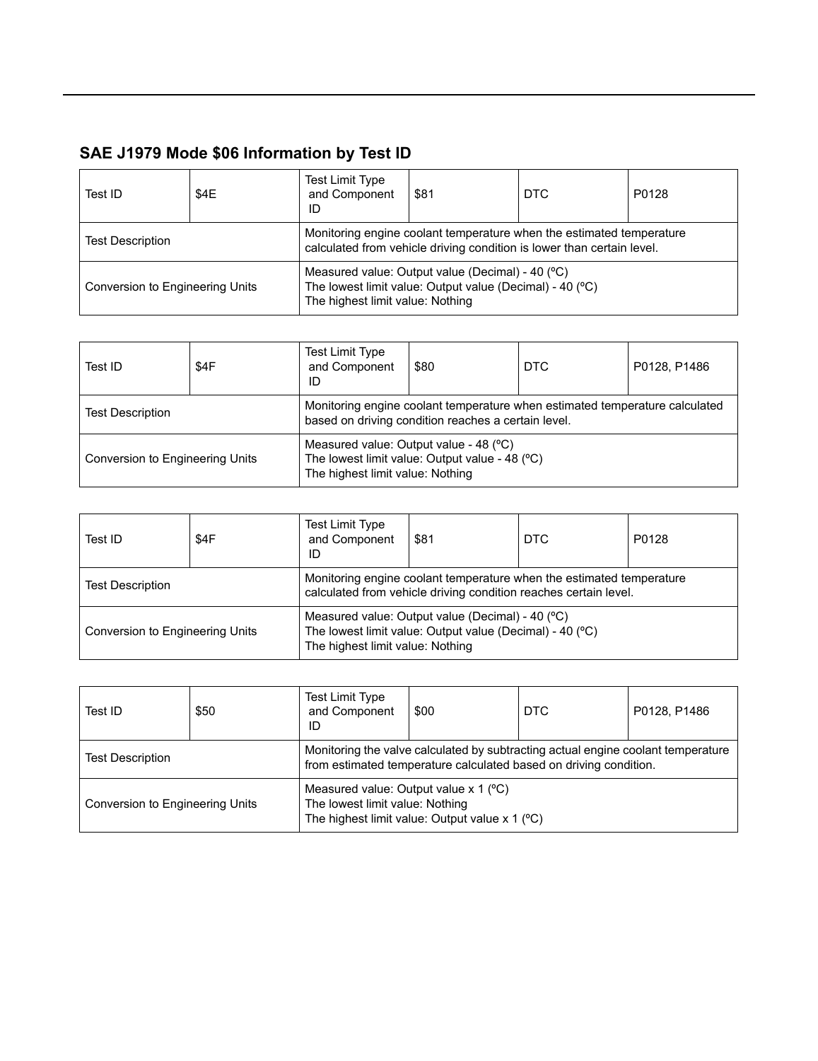## SAE J1979 Mode $06 Information by Test ID

| Test ID | $4E | Test Limit Type and Component ID | $81 | DTC | P0128 |
|---|---|---|---|---|---|
| Test Description | | Monitoring engine coolant temperature when the estimated temperature calculated from vehicle driving condition is lower than certain level. | | | |
| Conversion to Engineering Units | | Measured value: Output value (Decimal) - 40 (ºC)<br>The lowest limit value: Output value (Decimal) - 40 (ºC)<br>The highest limit value: Nothing | | | |

| Test ID | $4F | Test Limit Type and Component ID | $80 | DTC | P0128, P1486 |
|---|---|---|---|---|---|
| Test Description | | Monitoring engine coolant temperature when estimated temperature calculated based on driving condition reaches a certain level. | | | |
| Conversion to Engineering Units | | Measured value: Output value - 48 (ºC)<br>The lowest limit value: Output value - 48 (ºC)<br>The highest limit value: Nothing | | | |

| Test ID | $4F | Test Limit Type and Component ID | $81 | DTC | P0128 |
|---|---|---|---|---|---|
| Test Description | | Monitoring engine coolant temperature when the estimated temperature calculated from vehicle driving condition reaches certain level. | | | |
| Conversion to Engineering Units | | Measured value: Output value (Decimal) - 40 (ºC)<br>The lowest limit value: Output value (Decimal) - 40 (ºC)<br>The highest limit value: Nothing | | | |

| Test ID | $50 | Test Limit Type and Component ID | $00 | DTC | P0128, P1486 |
|---|---|---|---|---|---|
| Test Description | | Monitoring the valve calculated by subtracting actual engine coolant temperature from estimated temperature calculated based on driving condition. | | | |
| Conversion to Engineering Units | | Measured value: Output value x 1 (ºC)<br>The lowest limit value: Nothing<br>The highest limit value: Output value x 1 (ºC) | | | |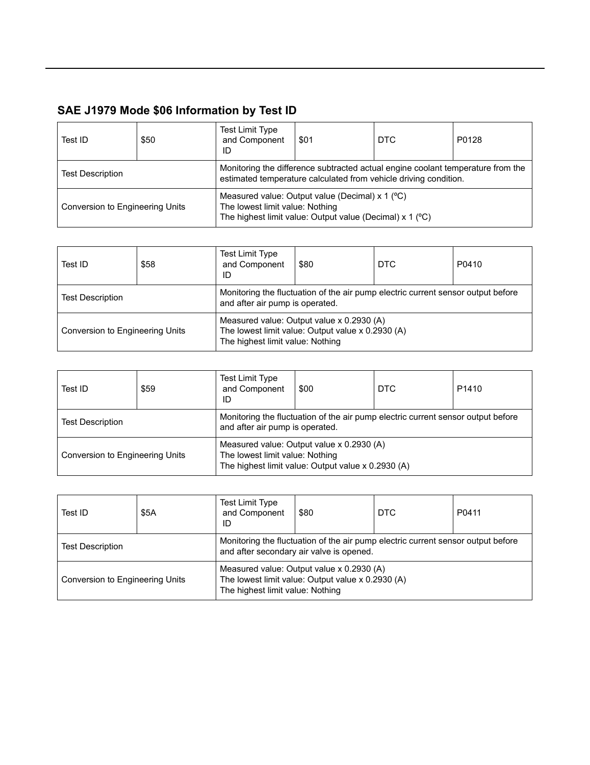## SAE J1979 Mode $06 Information by Test ID

| Test ID | $50 | Test Limit Type and Component ID | $01 | DTC | P0128 |
|---|---|---|---|---|---|
| Test Description | | Monitoring the difference subtracted actual engine coolant temperature from the estimated temperature calculated from vehicle driving condition. | | | |
| Conversion to Engineering Units | | Measured value: Output value (Decimal) x 1 (ºC)<br>The lowest limit value: Nothing<br>The highest limit value: Output value (Decimal) x 1 (ºC) | | | |

| Test ID | $58 | Test Limit Type and Component ID | $80 | DTC | P0410 |
|---|---|---|---|---|---|
| Test Description | | Monitoring the fluctuation of the air pump electric current sensor output before and after air pump is operated. | | | |
| Conversion to Engineering Units | | Measured value: Output value x 0.2930 (A)<br>The lowest limit value: Output value x 0.2930 (A)<br>The highest limit value: Nothing | | | |

| Test ID | $59 | Test Limit Type and Component ID | $00 | DTC | P1410 |
|---|---|---|---|---|---|
| Test Description | | Monitoring the fluctuation of the air pump electric current sensor output before and after air pump is operated. | | | |
| Conversion to Engineering Units | | Measured value: Output value x 0.2930 (A)<br>The lowest limit value: Nothing<br>The highest limit value: Output value x 0.2930 (A) | | | |

| Test ID | $5A | Test Limit Type and Component ID | $80 | DTC | P0411 |
|---|---|---|---|---|---|
| Test Description | | Monitoring the fluctuation of the air pump electric current sensor output before and after secondary air valve is opened. | | | |
| Conversion to Engineering Units | | Measured value: Output value x 0.2930 (A)<br>The lowest limit value: Output value x 0.2930 (A)<br>The highest limit value: Nothing | | | |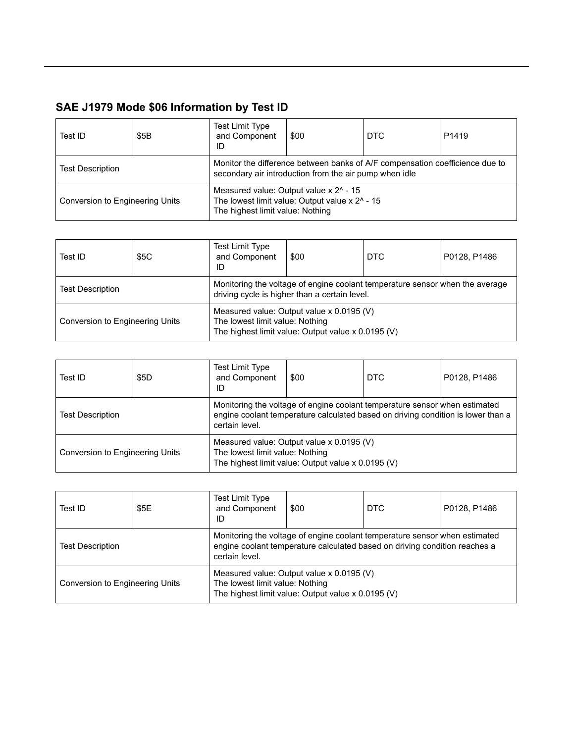## SAE J1979 Mode $06 Information by Test ID

| Test ID | $5B | Test Limit Type and Component ID | $00 | DTC | P1419 |
| --- | --- | --- | --- | --- | --- |
| Test Description | | Monitor the difference between banks of A/F compensation coefficience due to secondary air introduction from the air pump when idle | | | |
| Conversion to Engineering Units | | Measured value: Output value x 2^ - 15<br>The lowest limit value: Output value x 2^ - 15<br>The highest limit value: Nothing | | | |

| Test ID | $5C | Test Limit Type and Component ID | $00 | DTC | P0128, P1486 |
| --- | --- | --- | --- | --- | --- |
| Test Description | | Monitoring the voltage of engine coolant temperature sensor when the average driving cycle is higher than a certain level. | | | |
| Conversion to Engineering Units | | Measured value: Output value x 0.0195 (V)<br>The lowest limit value: Nothing<br>The highest limit value: Output value x 0.0195 (V) | | | |

| Test ID | $5D | Test Limit Type and Component ID | $00 | DTC | P0128, P1486 |
| --- | --- | --- | --- | --- | --- |
| Test Description | | Monitoring the voltage of engine coolant temperature sensor when estimated engine coolant temperature calculated based on driving condition is lower than a certain level. | | | |
| Conversion to Engineering Units | | Measured value: Output value x 0.0195 (V)<br>The lowest limit value: Nothing<br>The highest limit value: Output value x 0.0195 (V) | | | |

| Test ID | $5E | Test Limit Type and Component ID | $00 | DTC | P0128, P1486 |
| --- | --- | --- | --- | --- | --- |
| Test Description | | Monitoring the voltage of engine coolant temperature sensor when estimated engine coolant temperature calculated based on driving condition reaches a certain level. | | | |
| Conversion to Engineering Units | | Measured value: Output value x 0.0195 (V)<br>The lowest limit value: Nothing<br>The highest limit value: Output value x 0.0195 (V) | | | |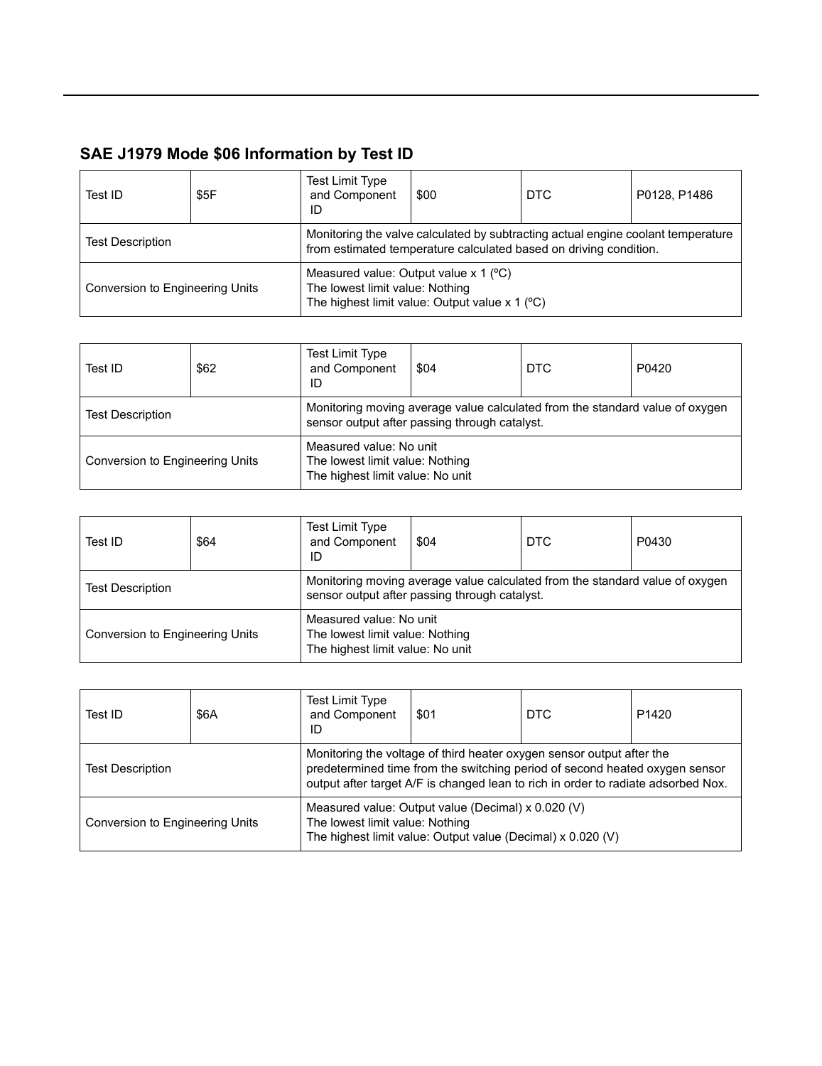## SAE J1979 Mode $06 Information by Test ID

| Test ID | $5F | Test Limit Type and Component ID | $00 | DTC | P0128, P1486 |
|---|---|---|---|---|---|
| Test Description | | Monitoring the valve calculated by subtracting actual engine coolant temperature from estimated temperature calculated based on driving condition. | | | |
| Conversion to Engineering Units | | Measured value: Output value x 1 (ºC)<br>The lowest limit value: Nothing<br>The highest limit value: Output value x 1 (ºC) | | | |

| Test ID | $62 | Test Limit Type and Component ID | $04 | DTC | P0420 |
|---|---|---|---|---|---|
| Test Description | | Monitoring moving average value calculated from the standard value of oxygen sensor output after passing through catalyst. | | | |
| Conversion to Engineering Units | | Measured value: No unit<br>The lowest limit value: Nothing<br>The highest limit value: No unit | | | |

| Test ID | $64 | Test Limit Type and Component ID | $04 | DTC | P0430 |
|---|---|---|---|---|---|
| Test Description | | Monitoring moving average value calculated from the standard value of oxygen sensor output after passing through catalyst. | | | |
| Conversion to Engineering Units | | Measured value: No unit<br>The lowest limit value: Nothing<br>The highest limit value: No unit | | | |

| Test ID | $6A | Test Limit Type and Component ID | $01 | DTC | P1420 |
|---|---|---|---|---|---|
| Test Description | | Monitoring the voltage of third heater oxygen sensor output after the predetermined time from the switching period of second heated oxygen sensor output after target A/F is changed lean to rich in order to radiate adsorbed Nox. | | | |
| Conversion to Engineering Units | | Measured value: Output value (Decimal) x 0.020 (V)<br>The lowest limit value: Nothing<br>The highest limit value: Output value (Decimal) x 0.020 (V) | | | |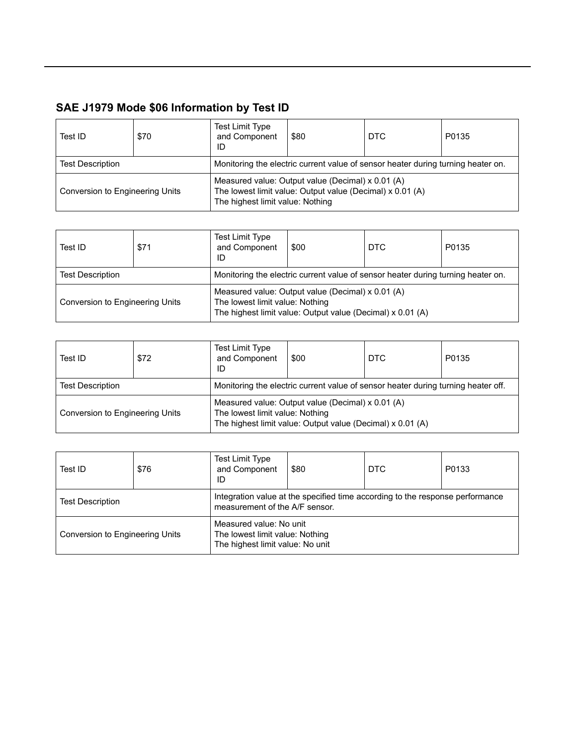## SAE J1979 Mode $06 Information by Test ID

| Test ID | $70 | Test Limit Type and Component ID | $80 | DTC | P0135 |
|---|---|---|---|---|---|
| Test Description | | Monitoring the electric current value of sensor heater during turning heater on. | | | |
| Conversion to Engineering Units | | Measured value: Output value (Decimal) x 0.01 (A)<br>The lowest limit value: Output value (Decimal) x 0.01 (A)<br>The highest limit value: Nothing | | | |

| Test ID | $71 | Test Limit Type and Component ID | $00 | DTC | P0135 |
|---|---|---|---|---|---|
| Test Description | | Monitoring the electric current value of sensor heater during turning heater on. | | | |
| Conversion to Engineering Units | | Measured value: Output value (Decimal) x 0.01 (A)<br>The lowest limit value: Nothing<br>The highest limit value: Output value (Decimal) x 0.01 (A) | | | |

| Test ID | $72 | Test Limit Type and Component ID | $00 | DTC | P0135 |
|---|---|---|---|---|---|
| Test Description | | Monitoring the electric current value of sensor heater during turning heater off. | | | |
| Conversion to Engineering Units | | Measured value: Output value (Decimal) x 0.01 (A)<br>The lowest limit value: Nothing<br>The highest limit value: Output value (Decimal) x 0.01 (A) | | | |

| Test ID | $76 | Test Limit Type and Component ID | $80 | DTC | P0133 |
|---|---|---|---|---|---|
| Test Description | | Integration value at the specified time according to the response performance measurement of the A/F sensor. | | | |
| Conversion to Engineering Units | | Measured value: No unit<br>The lowest limit value: Nothing<br>The highest limit value: No unit | | | |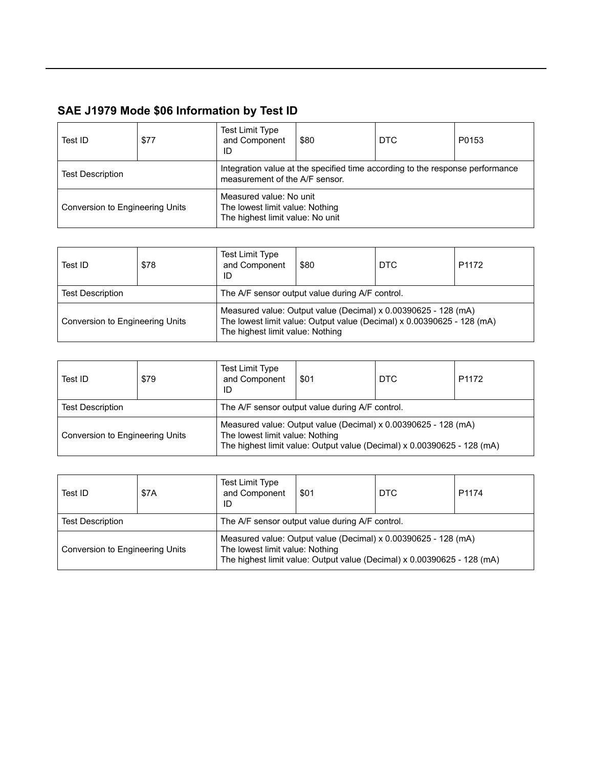## SAE J1979 Mode $06 Information by Test ID

| Test ID | $77 | Test Limit Type and Component ID | $80 | DTC | P0153 |
|---|---|---|---|---|---|
| Test Description | | Integration value at the specified time according to the response performance measurement of the A/F sensor. | | | |
| Conversion to Engineering Units | | Measured value: No unit<br>The lowest limit value: Nothing<br>The highest limit value: No unit | | | |

| Test ID | $78 | Test Limit Type and Component ID | $80 | DTC | P1172 |
|---|---|---|---|---|---|
| Test Description | | The A/F sensor output value during A/F control. | | | |
| Conversion to Engineering Units | | Measured value: Output value (Decimal) x 0.00390625 - 128 (mA)<br>The lowest limit value: Output value (Decimal) x 0.00390625 - 128 (mA)<br>The highest limit value: Nothing | | | |

| Test ID | $79 | Test Limit Type and Component ID | $01 | DTC | P1172 |
|---|---|---|---|---|---|
| Test Description | | The A/F sensor output value during A/F control. | | | |
| Conversion to Engineering Units | | Measured value: Output value (Decimal) x 0.00390625 - 128 (mA)<br>The lowest limit value: Nothing<br>The highest limit value: Output value (Decimal) x 0.00390625 - 128 (mA) | | | |

| Test ID | $7A | Test Limit Type and Component ID | $01 | DTC | P1174 |
|---|---|---|---|---|---|
| Test Description | | The A/F sensor output value during A/F control. | | | |
| Conversion to Engineering Units | | Measured value: Output value (Decimal) x 0.00390625 - 128 (mA)<br>The lowest limit value: Nothing<br>The highest limit value: Output value (Decimal) x 0.00390625 - 128 (mA) | | | |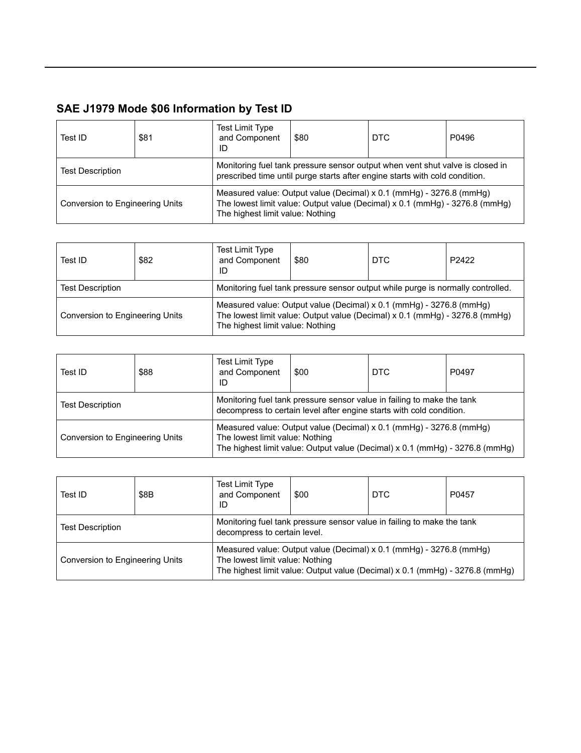## SAE J1979 Mode $06 Information by Test ID

| Test ID | $81 | Test Limit Type and Component ID | $80 | DTC | P0496 |
|---|---|---|---|---|---|
| Test Description | | Monitoring fuel tank pressure sensor output when vent shut valve is closed in prescribed time until purge starts after engine starts with cold condition. | | | |
| Conversion to Engineering Units | | Measured value: Output value (Decimal) x 0.1 (mmHg) - 3276.8 (mmHg)<br>The lowest limit value: Output value (Decimal) x 0.1 (mmHg) - 3276.8 (mmHg)<br>The highest limit value: Nothing | | | |

| Test ID | $82 | Test Limit Type and Component ID | $80 | DTC | P2422 |
|---|---|---|---|---|---|
| Test Description | | Monitoring fuel tank pressure sensor output while purge is normally controlled. | | | |
| Conversion to Engineering Units | | Measured value: Output value (Decimal) x 0.1 (mmHg) - 3276.8 (mmHg)<br>The lowest limit value: Output value (Decimal) x 0.1 (mmHg) - 3276.8 (mmHg)<br>The highest limit value: Nothing | | | |

| Test ID | $88 | Test Limit Type and Component ID | $00 | DTC | P0497 |
|---|---|---|---|---|---|
| Test Description | | Monitoring fuel tank pressure sensor value in failing to make the tank decompress to certain level after engine starts with cold condition. | | | |
| Conversion to Engineering Units | | Measured value: Output value (Decimal) x 0.1 (mmHg) - 3276.8 (mmHg)<br>The lowest limit value: Nothing<br>The highest limit value: Output value (Decimal) x 0.1 (mmHg) - 3276.8 (mmHg) | | | |

| Test ID | $8B | Test Limit Type and Component ID | $00 | DTC | P0457 |
|---|---|---|---|---|---|
| Test Description | | Monitoring fuel tank pressure sensor value in failing to make the tank decompress to certain level. | | | |
| Conversion to Engineering Units | | Measured value: Output value (Decimal) x 0.1 (mmHg) - 3276.8 (mmHg)<br>The lowest limit value: Nothing<br>The highest limit value: Output value (Decimal) x 0.1 (mmHg) - 3276.8 (mmHg) | | | |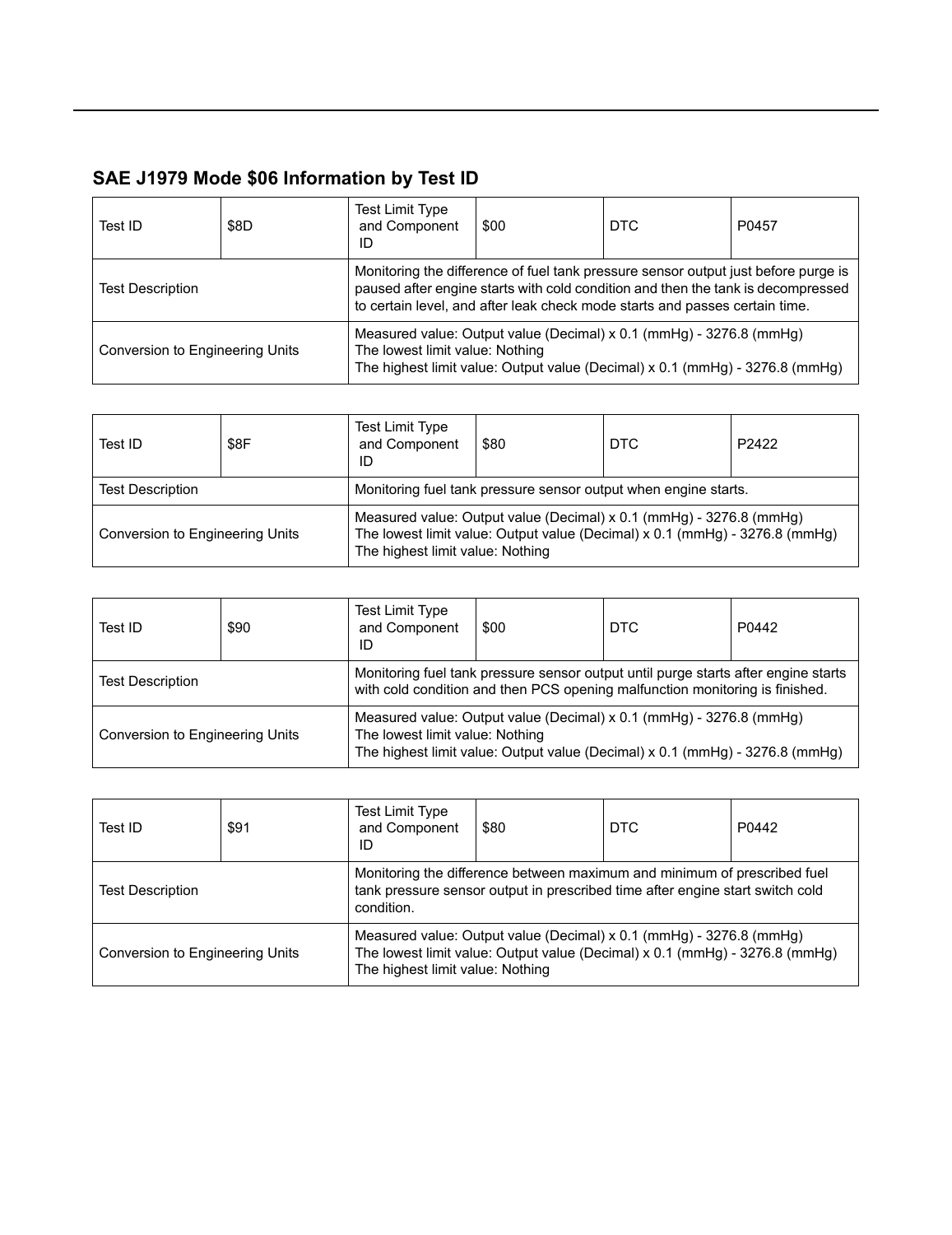## SAE J1979 Mode $06 Information by Test ID

| Test ID | $8D | Test Limit Type and Component ID | $00 | DTC | P0457 |
|---|---|---|---|---|---|
| Test Description | | Monitoring the difference of fuel tank pressure sensor output just before purge is paused after engine starts with cold condition and then the tank is decompressed to certain level, and after leak check mode starts and passes certain time. | | | |
| Conversion to Engineering Units | | Measured value: Output value (Decimal) x 0.1 (mmHg) - 3276.8 (mmHg)<br>The lowest limit value: Nothing<br>The highest limit value: Output value (Decimal) x 0.1 (mmHg) - 3276.8 (mmHg) | | | |

| Test ID | $8F | Test Limit Type and Component ID | $80 | DTC | P2422 |
|---|---|---|---|---|---|
| Test Description | | Monitoring fuel tank pressure sensor output when engine starts. | | | |
| Conversion to Engineering Units | | Measured value: Output value (Decimal) x 0.1 (mmHg) - 3276.8 (mmHg)<br>The lowest limit value: Output value (Decimal) x 0.1 (mmHg) - 3276.8 (mmHg)<br>The highest limit value: Nothing | | | |

| Test ID | $90 | Test Limit Type and Component ID | $00 | DTC | P0442 |
|---|---|---|---|---|---|
| Test Description | | Monitoring fuel tank pressure sensor output until purge starts after engine starts with cold condition and then PCS opening malfunction monitoring is finished. | | | |
| Conversion to Engineering Units | | Measured value: Output value (Decimal) x 0.1 (mmHg) - 3276.8 (mmHg)<br>The lowest limit value: Nothing<br>The highest limit value: Output value (Decimal) x 0.1 (mmHg) - 3276.8 (mmHg) | | | |

| Test ID | $91 | Test Limit Type and Component ID | $80 | DTC | P0442 |
|---|---|---|---|---|---|
| Test Description | | Monitoring the difference between maximum and minimum of prescribed fuel tank pressure sensor output in prescribed time after engine start switch cold condition. | | | |
| Conversion to Engineering Units | | Measured value: Output value (Decimal) x 0.1 (mmHg) - 3276.8 (mmHg)<br>The lowest limit value: Output value (Decimal) x 0.1 (mmHg) - 3276.8 (mmHg)<br>The highest limit value: Nothing | | | |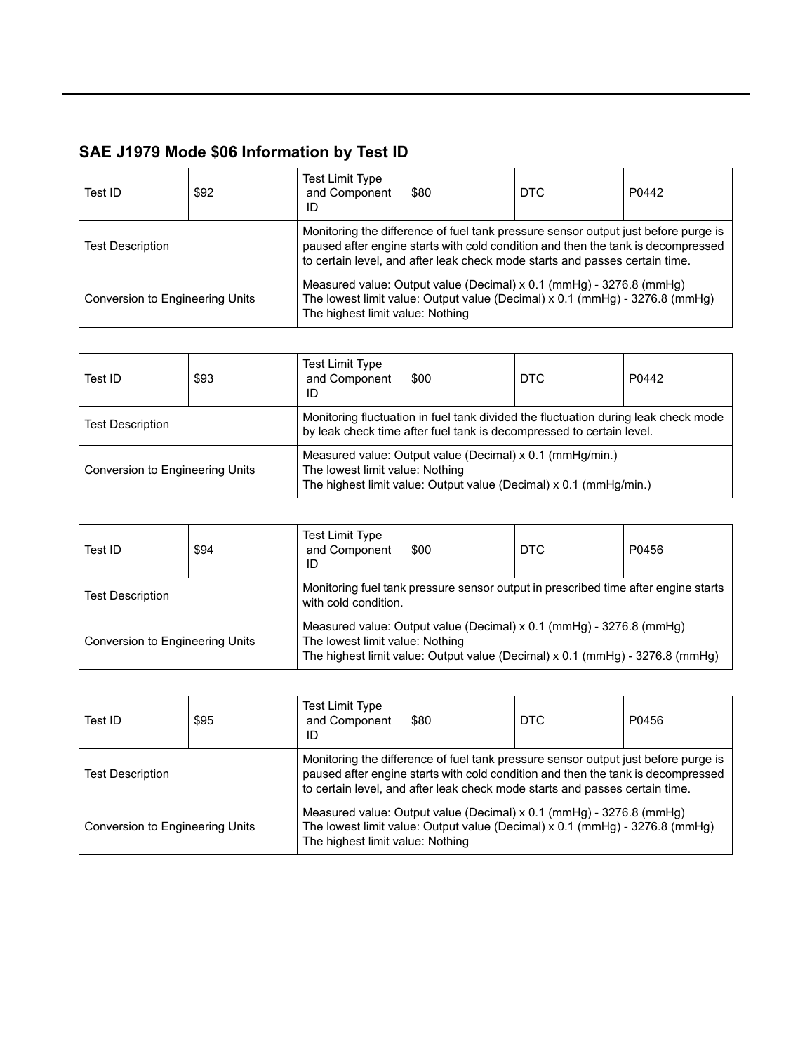## SAE J1979 Mode $06 Information by Test ID

| Test ID | $92 | Test Limit Type and Component ID | $80 | DTC | P0442 |
|---|---|---|---|---|---|
| Test Description | | Monitoring the difference of fuel tank pressure sensor output just before purge is paused after engine starts with cold condition and then the tank is decompressed to certain level, and after leak check mode starts and passes certain time. | | | |
| Conversion to Engineering Units | | Measured value: Output value (Decimal) x 0.1 (mmHg) - 3276.8 (mmHg)<br>The lowest limit value: Output value (Decimal) x 0.1 (mmHg) - 3276.8 (mmHg)<br>The highest limit value: Nothing | | | |

| Test ID | $93 | Test Limit Type and Component ID | $00 | DTC | P0442 |
|---|---|---|---|---|---|
| Test Description | | Monitoring fluctuation in fuel tank divided the fluctuation during leak check mode by leak check time after fuel tank is decompressed to certain level. | | | |
| Conversion to Engineering Units | | Measured value: Output value (Decimal) x 0.1 (mmHg/min.)<br>The lowest limit value: Nothing<br>The highest limit value: Output value (Decimal) x 0.1 (mmHg/min.) | | | |

| Test ID | $94 | Test Limit Type and Component ID | $00 | DTC | P0456 |
|---|---|---|---|---|---|
| Test Description | | Monitoring fuel tank pressure sensor output in prescribed time after engine starts with cold condition. | | | |
| Conversion to Engineering Units | | Measured value: Output value (Decimal) x 0.1 (mmHg) - 3276.8 (mmHg)<br>The lowest limit value: Nothing<br>The highest limit value: Output value (Decimal) x 0.1 (mmHg) - 3276.8 (mmHg) | | | |

| Test ID | $95 | Test Limit Type and Component ID | $80 | DTC | P0456 |
|---|---|---|---|---|---|
| Test Description | | Monitoring the difference of fuel tank pressure sensor output just before purge is paused after engine starts with cold condition and then the tank is decompressed to certain level, and after leak check mode starts and passes certain time. | | | |
| Conversion to Engineering Units | | Measured value: Output value (Decimal) x 0.1 (mmHg) - 3276.8 (mmHg)<br>The lowest limit value: Output value (Decimal) x 0.1 (mmHg) - 3276.8 (mmHg)<br>The highest limit value: Nothing | | | |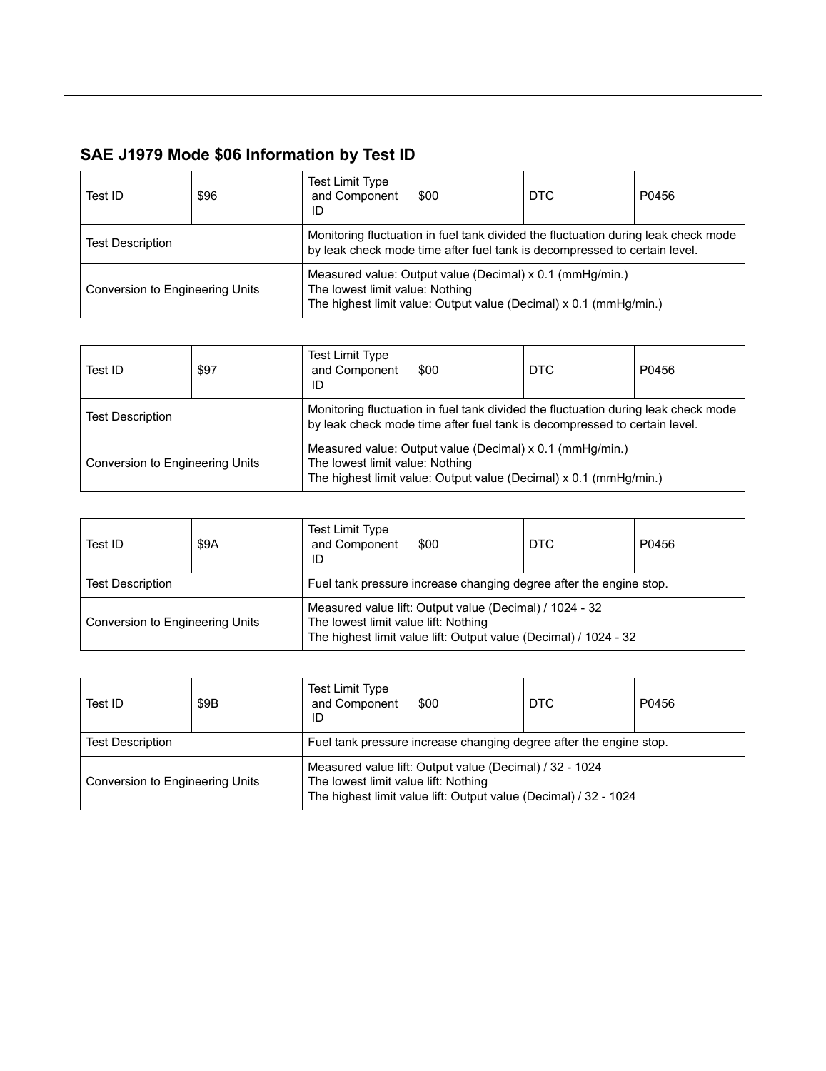## SAE J1979 Mode $06 Information by Test ID

| Test ID | $96 | Test Limit Type and Component ID | $00 | DTC | P0456 |
|---|---|---|---|---|---|
| Test Description | | Monitoring fluctuation in fuel tank divided the fluctuation during leak check mode by leak check mode time after fuel tank is decompressed to certain level. | | | |
| Conversion to Engineering Units | | Measured value: Output value (Decimal) x 0.1 (mmHg/min.)<br>The lowest limit value: Nothing<br>The highest limit value: Output value (Decimal) x 0.1 (mmHg/min.) | | | |

| Test ID | $97 | Test Limit Type and Component ID | $00 | DTC | P0456 |
|---|---|---|---|---|---|
| Test Description | | Monitoring fluctuation in fuel tank divided the fluctuation during leak check mode by leak check mode time after fuel tank is decompressed to certain level. | | | |
| Conversion to Engineering Units | | Measured value: Output value (Decimal) x 0.1 (mmHg/min.)<br>The lowest limit value: Nothing<br>The highest limit value: Output value (Decimal) x 0.1 (mmHg/min.) | | | |

| Test ID | $9A | Test Limit Type and Component ID | $00 | DTC | P0456 |
|---|---|---|---|---|---|
| Test Description | | Fuel tank pressure increase changing degree after the engine stop. | | | |
| Conversion to Engineering Units | | Measured value lift: Output value (Decimal) / 1024 - 32<br>The lowest limit value lift: Nothing<br>The highest limit value lift: Output value (Decimal) / 1024 - 32 | | | |

| Test ID | $9B | Test Limit Type and Component ID | $00 | DTC | P0456 |
|---|---|---|---|---|---|
| Test Description | | Fuel tank pressure increase changing degree after the engine stop. | | | |
| Conversion to Engineering Units | | Measured value lift: Output value (Decimal) / 32 - 1024<br>The lowest limit value lift: Nothing<br>The highest limit value lift: Output value (Decimal) / 32 - 1024 | | | |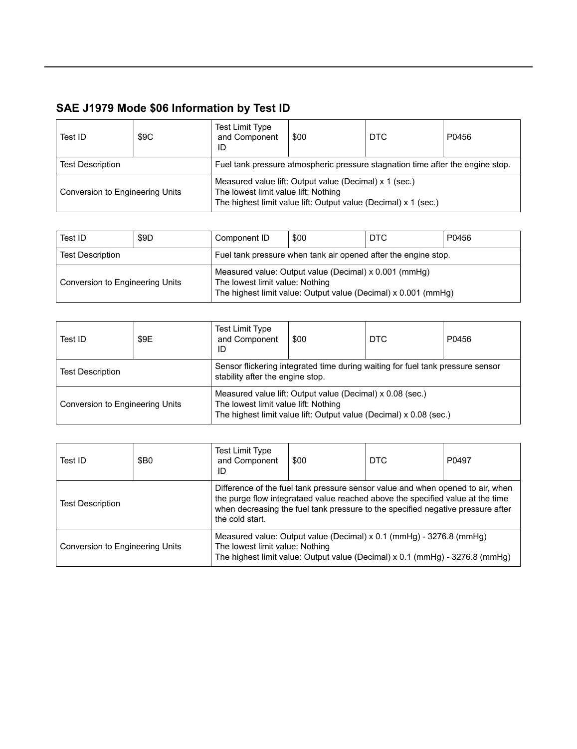## SAE J1979 Mode $06 Information by Test ID

| Test ID | $9C | Test Limit Type and Component ID | $00 | DTC | P0456 |
| --- | --- | --- | --- | --- | --- |
| Test Description | | Fuel tank pressure atmospheric pressure stagnation time after the engine stop. | | | |
| Conversion to Engineering Units | | Measured value lift: Output value (Decimal) x 1 (sec.)<br>The lowest limit value lift: Nothing<br>The highest limit value lift: Output value (Decimal) x 1 (sec.) | | | |

| Test ID | $9D | Component ID | $00 | DTC | P0456 |
| --- | --- | --- | --- | --- | --- |
| Test Description | | Fuel tank pressure when tank air opened after the engine stop. | | | |
| Conversion to Engineering Units | | Measured value: Output value (Decimal) x 0.001 (mmHg)<br>The lowest limit value: Nothing<br>The highest limit value: Output value (Decimal) x 0.001 (mmHg) | | | |

| Test ID | $9E | Test Limit Type and Component ID | $00 | DTC | P0456 |
| --- | --- | --- | --- | --- | --- |
| Test Description | | Sensor flickering integrated time during waiting for fuel tank pressure sensor stability after the engine stop. | | | |
| Conversion to Engineering Units | | Measured value lift: Output value (Decimal) x 0.08 (sec.)<br>The lowest limit value lift: Nothing<br>The highest limit value lift: Output value (Decimal) x 0.08 (sec.) | | | |

| Test ID | $B0 | Test Limit Type and Component ID | $00 | DTC | P0497 |
| --- | --- | --- | --- | --- | --- |
| Test Description | | Difference of the fuel tank pressure sensor value and when opened to air, when the purge flow integrataed value reached above the specified value at the time when decreasing the fuel tank pressure to the specified negative pressure after the cold start. | | | |
| Conversion to Engineering Units | | Measured value: Output value (Decimal) x 0.1 (mmHg) - 3276.8 (mmHg)<br>The lowest limit value: Nothing<br>The highest limit value: Output value (Decimal) x 0.1 (mmHg) - 3276.8 (mmHg) | | | |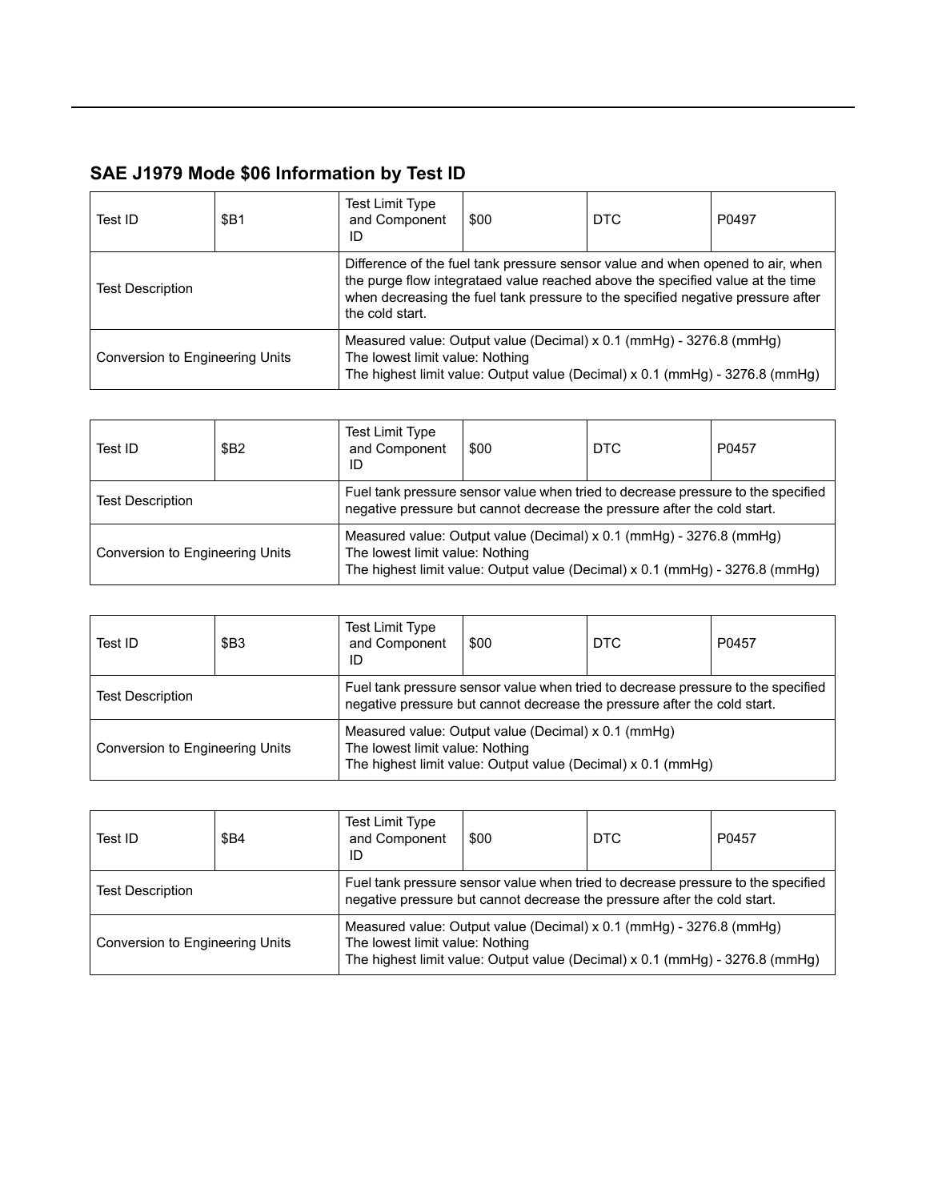## SAE J1979 Mode $06 Information by Test ID

| Test ID | $B1 | Test Limit Type and Component ID | $00 | DTC | P0497 |
|---|---|---|---|---|---|
| Test Description | | Difference of the fuel tank pressure sensor value and when opened to air, when the purge flow integrataed value reached above the specified value at the time when decreasing the fuel tank pressure to the specified negative pressure after the cold start. | | | |
| Conversion to Engineering Units | | Measured value: Output value (Decimal) x 0.1 (mmHg) - 3276.8 (mmHg)<br>The lowest limit value: Nothing<br>The highest limit value: Output value (Decimal) x 0.1 (mmHg) - 3276.8 (mmHg) | | | |

| Test ID | $B2 | Test Limit Type and Component ID | $00 | DTC | P0457 |
|---|---|---|---|---|---|
| Test Description | | Fuel tank pressure sensor value when tried to decrease pressure to the specified negative pressure but cannot decrease the pressure after the cold start. | | | |
| Conversion to Engineering Units | | Measured value: Output value (Decimal) x 0.1 (mmHg) - 3276.8 (mmHg)<br>The lowest limit value: Nothing<br>The highest limit value: Output value (Decimal) x 0.1 (mmHg) - 3276.8 (mmHg) | | | |

| Test ID | $B3 | Test Limit Type and Component ID | $00 | DTC | P0457 |
|---|---|---|---|---|---|
| Test Description | | Fuel tank pressure sensor value when tried to decrease pressure to the specified negative pressure but cannot decrease the pressure after the cold start. | | | |
| Conversion to Engineering Units | | Measured value: Output value (Decimal) x 0.1 (mmHg)<br>The lowest limit value: Nothing<br>The highest limit value: Output value (Decimal) x 0.1 (mmHg) | | | |

| Test ID | $B4 | Test Limit Type and Component ID | $00 | DTC | P0457 |
|---|---|---|---|---|---|
| Test Description | | Fuel tank pressure sensor value when tried to decrease pressure to the specified negative pressure but cannot decrease the pressure after the cold start. | | | |
| Conversion to Engineering Units | | Measured value: Output value (Decimal) x 0.1 (mmHg) - 3276.8 (mmHg)<br>The lowest limit value: Nothing<br>The highest limit value: Output value (Decimal) x 0.1 (mmHg) - 3276.8 (mmHg) | | | |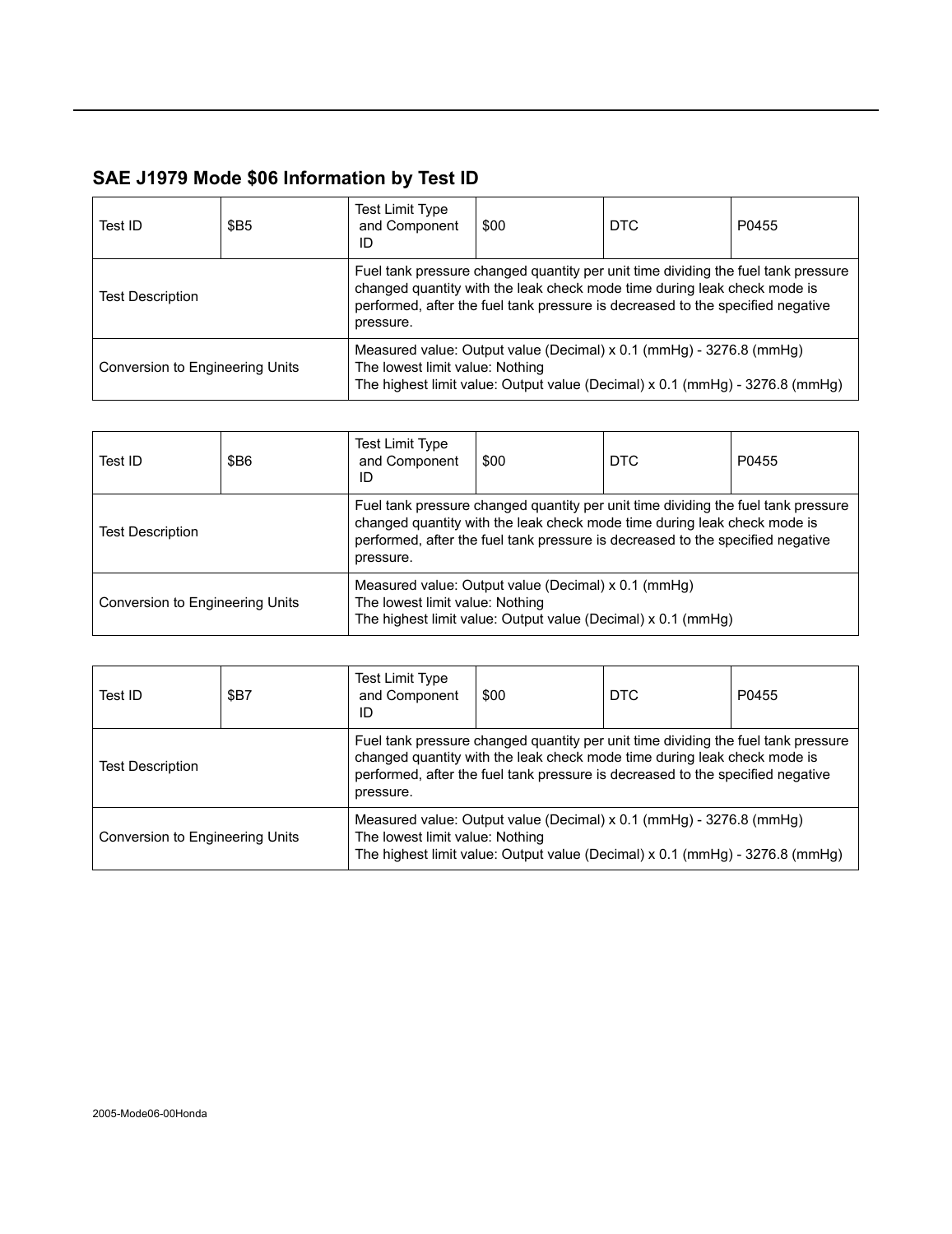## SAE J1979 Mode $06 Information by Test ID

| | | | | | |
|---|---|---|---|---|---|
| Test ID | $B5 | Test Limit Type and Component ID | $00 | DTC | P0455 |
| Test Description | | Fuel tank pressure changed quantity per unit time dividing the fuel tank pressure changed quantity with the leak check mode time during leak check mode is performed, after the fuel tank pressure is decreased to the specified negative pressure. | | | |
| Conversion to Engineering Units | | Measured value: Output value (Decimal) x 0.1 (mmHg) - 3276.8 (mmHg)<br>The lowest limit value: Nothing<br>The highest limit value: Output value (Decimal) x 0.1 (mmHg) - 3276.8 (mmHg) | | | |

| | | | | | |
|---|---|---|---|---|---|
| Test ID | $B6 | Test Limit Type and Component ID | $00 | DTC | P0455 |
| Test Description | | Fuel tank pressure changed quantity per unit time dividing the fuel tank pressure changed quantity with the leak check mode time during leak check mode is performed, after the fuel tank pressure is decreased to the specified negative pressure. | | | |
| Conversion to Engineering Units | | Measured value: Output value (Decimal) x 0.1 (mmHg)<br>The lowest limit value: Nothing<br>The highest limit value: Output value (Decimal) x 0.1 (mmHg) | | | |

| | | | | | |
|---|---|---|---|---|---|
| Test ID | $B7 | Test Limit Type and Component ID | $00 | DTC | P0455 |
| Test Description | | Fuel tank pressure changed quantity per unit time dividing the fuel tank pressure changed quantity with the leak check mode time during leak check mode is performed, after the fuel tank pressure is decreased to the specified negative pressure. | | | |
| Conversion to Engineering Units | | Measured value: Output value (Decimal) x 0.1 (mmHg) - 3276.8 (mmHg)<br>The lowest limit value: Nothing<br>The highest limit value: Output value (Decimal) x 0.1 (mmHg) - 3276.8 (mmHg) | | | |